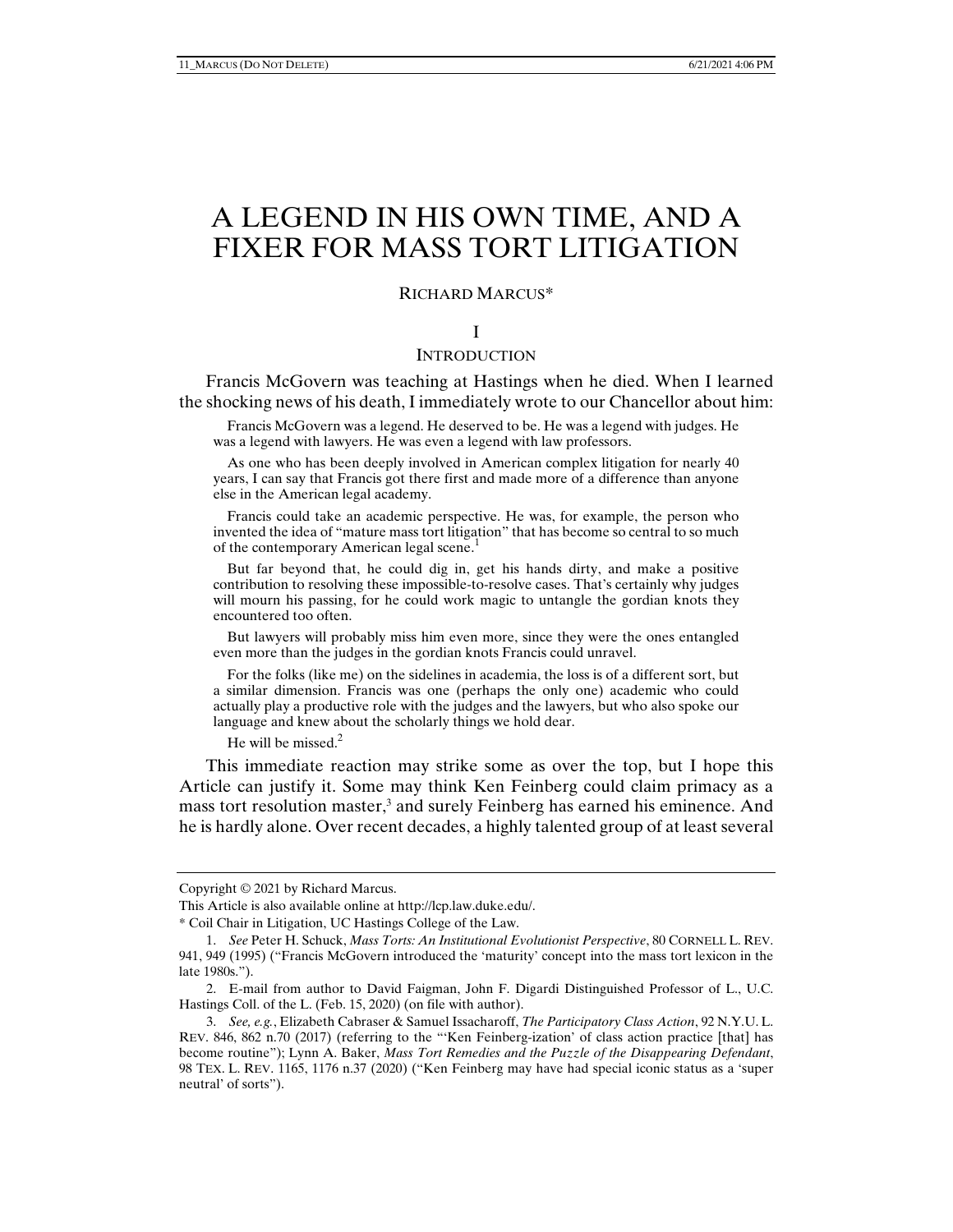# A LEGEND IN HIS OWN TIME, AND A FIXER FOR MASS TORT LITIGATION

RICHARD MARCUS*

## I

## INTRODUCTION

Francis McGovern was teaching at Hastings when he died. When I learned the shocking news of his death, I immediately wrote to our Chancellor about him:

> Francis McGovern was a legend. He deserved to be. He was a legend with judges. He was a legend with lawyers. He was even a legend with law professors.
>
> As one who has been deeply involved in American complex litigation for nearly 40 years, I can say that Francis got there first and made more of a difference than anyone else in the American legal academy.
>
> Francis could take an academic perspective. He was, for example, the person who invented the idea of "mature mass tort litigation" that has become so central to so much of the contemporary American legal scene.[1]
>
> But far beyond that, he could dig in, get his hands dirty, and make a positive contribution to resolving these impossible-to-resolve cases. That's certainly why judges will mourn his passing, for he could work magic to untangle the gordian knots they encountered too often.
>
> But lawyers will probably miss him even more, since they were the ones entangled even more than the judges in the gordian knots Francis could unravel.
>
> For the folks (like me) on the sidelines in academia, the loss is of a different sort, but a similar dimension. Francis was one (perhaps the only one) academic who could actually play a productive role with the judges and the lawyers, but who also spoke our language and knew about the scholarly things we hold dear.
>
> He will be missed.[2]

This immediate reaction may strike some as over the top, but I hope this Article can justify it. Some may think Ken Feinberg could claim primacy as a mass tort resolution master,[3] and surely Feinberg has earned his eminence. And he is hardly alone. Over recent decades, a highly talented group of at least several

---

Copyright © 2021 by Richard Marcus.

This Article is also available online at http://lcp.law.duke.edu/.

\* Coil Chair in Litigation, UC Hastings College of the Law.

1. *See* Peter H. Schuck, *Mass Torts: An Institutional Evolutionist Perspective*, 80 CORNELL L. REV. 941, 949 (1995) ("Francis McGovern introduced the 'maturity' concept into the mass tort lexicon in the late 1980s.").

2. E-mail from author to David Faigman, John F. Digardi Distinguished Professor of L., U.C. Hastings Coll. of the L. (Feb. 15, 2020) (on file with author).

3. *See, e.g.*, Elizabeth Cabraser & Samuel Issacharoff, *The Participatory Class Action*, 92 N.Y.U. L. REV. 846, 862 n.70 (2017) (referring to the "'Ken Feinberg-ization' of class action practice [that] has become routine"); Lynn A. Baker, *Mass Tort Remedies and the Puzzle of the Disappearing Defendant*, 98 TEX. L. REV. 1165, 1176 n.37 (2020) ("Ken Feinberg may have had special iconic status as a 'super neutral' of sorts").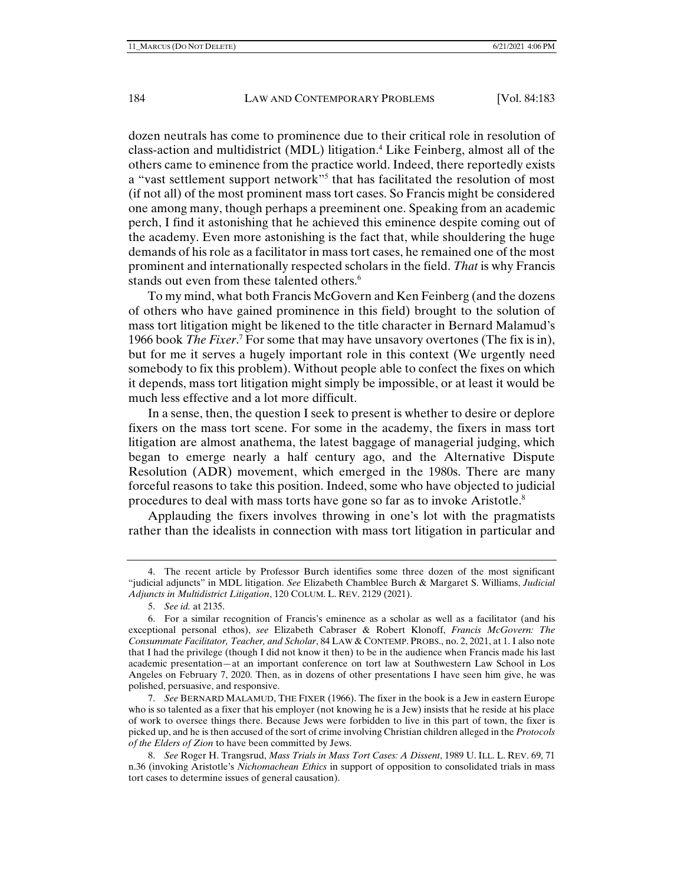dozen neutrals has come to prominence due to their critical role in resolution of class-action and multidistrict (MDL) litigation.[4] Like Feinberg, almost all of the others came to eminence from the practice world. Indeed, there reportedly exists a "vast settlement support network"[5] that has facilitated the resolution of most (if not all) of the most prominent mass tort cases. So Francis might be considered one among many, though perhaps a preeminent one. Speaking from an academic perch, I find it astonishing that he achieved this eminence despite coming out of the academy. Even more astonishing is the fact that, while shouldering the huge demands of his role as a facilitator in mass tort cases, he remained one of the most prominent and internationally respected scholars in the field. *That* is why Francis stands out even from these talented others.[6]

To my mind, what both Francis McGovern and Ken Feinberg (and the dozens of others who have gained prominence in this field) brought to the solution of mass tort litigation might be likened to the title character in Bernard Malamud's 1966 book *The Fixer*.[7] For some that may have unsavory overtones (The fix is in), but for me it serves a hugely important role in this context (We urgently need somebody to fix this problem). Without people able to confect the fixes on which it depends, mass tort litigation might simply be impossible, or at least it would be much less effective and a lot more difficult.

In a sense, then, the question I seek to present is whether to desire or deplore fixers on the mass tort scene. For some in the academy, the fixers in mass tort litigation are almost anathema, the latest baggage of managerial judging, which began to emerge nearly a half century ago, and the Alternative Dispute Resolution (ADR) movement, which emerged in the 1980s. There are many forceful reasons to take this position. Indeed, some who have objected to judicial procedures to deal with mass torts have gone so far as to invoke Aristotle.[8]

Applauding the fixers involves throwing in one's lot with the pragmatists rather than the idealists in connection with mass tort litigation in particular and

---

4. The recent article by Professor Burch identifies some three dozen of the most significant "judicial adjuncts" in MDL litigation. *See* Elizabeth Chamblee Burch & Margaret S. Williams, *Judicial Adjuncts in Multidistrict Litigation*, 120 COLUM. L. REV. 2129 (2021).

5. *See id.* at 2135.

6. For a similar recognition of Francis's eminence as a scholar as well as a facilitator (and his exceptional personal ethos), *see* Elizabeth Cabraser & Robert Klonoff, *Francis McGovern: The Consummate Facilitator, Teacher, and Scholar*, 84 LAW & CONTEMP. PROBS., no. 2, 2021, at 1. I also note that I had the privilege (though I did not know it then) to be in the audience when Francis made his last academic presentation—at an important conference on tort law at Southwestern Law School in Los Angeles on February 7, 2020. Then, as in dozens of other presentations I have seen him give, he was polished, persuasive, and responsive.

7. *See* BERNARD MALAMUD, THE FIXER (1966). The fixer in the book is a Jew in eastern Europe who is so talented as a fixer that his employer (not knowing he is a Jew) insists that he reside at his place of work to oversee things there. Because Jews were forbidden to live in this part of town, the fixer is picked up, and he is then accused of the sort of crime involving Christian children alleged in the *Protocols of the Elders of Zion* to have been committed by Jews.

8. *See* Roger H. Transgrud, *Mass Trials in Mass Tort Cases: A Dissent*, 1989 U. ILL. L. REV. 69, 71 n.36 (invoking Aristotle's *Nichomachean Ethics* in support of opposition to consolidated trials in mass tort cases to determine issues of general causation).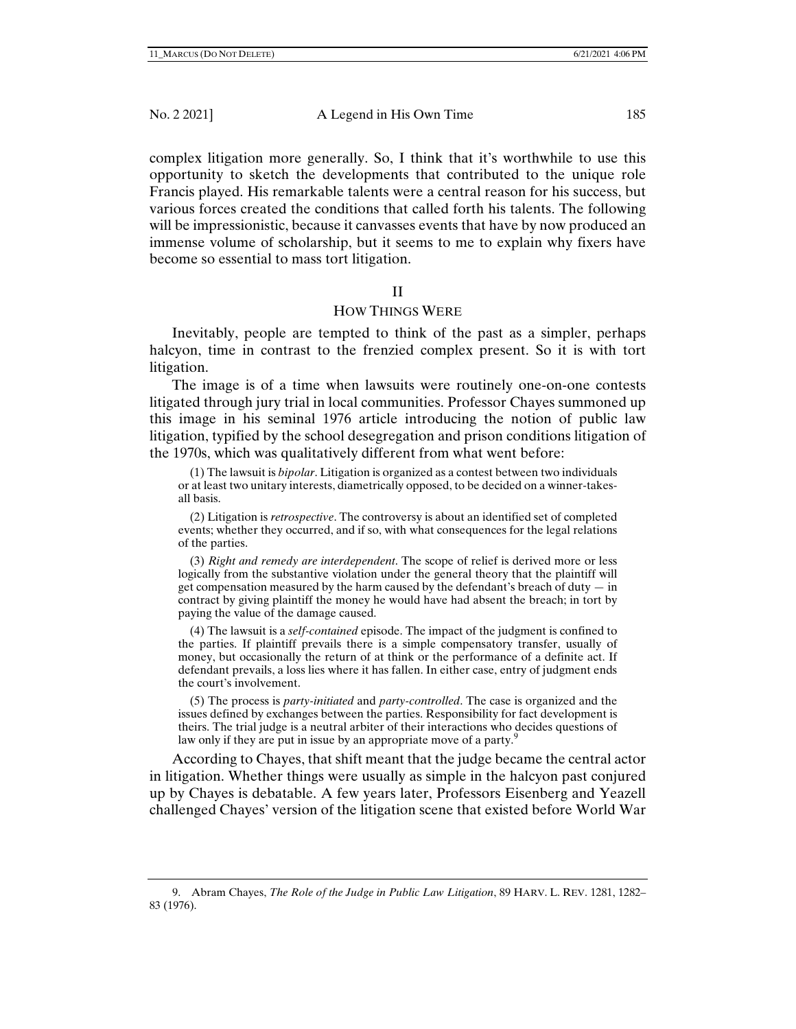complex litigation more generally. So, I think that it's worthwhile to use this opportunity to sketch the developments that contributed to the unique role Francis played. His remarkable talents were a central reason for his success, but various forces created the conditions that called forth his talents. The following will be impressionistic, because it canvasses events that have by now produced an immense volume of scholarship, but it seems to me to explain why fixers have become so essential to mass tort litigation.

## II
## HOW THINGS WERE

Inevitably, people are tempted to think of the past as a simpler, perhaps halcyon, time in contrast to the frenzied complex present. So it is with tort litigation.

The image is of a time when lawsuits were routinely one-on-one contests litigated through jury trial in local communities. Professor Chayes summoned up this image in his seminal 1976 article introducing the notion of public law litigation, typified by the school desegregation and prison conditions litigation of the 1970s, which was qualitatively different from what went before:

> (1) The lawsuit is *bipolar*. Litigation is organized as a contest between two individuals or at least two unitary interests, diametrically opposed, to be decided on a winner-takes-all basis.
>
> (2) Litigation is *retrospective*. The controversy is about an identified set of completed events; whether they occurred, and if so, with what consequences for the legal relations of the parties.
>
> (3) *Right and remedy are interdependent*. The scope of relief is derived more or less logically from the substantive violation under the general theory that the plaintiff will get compensation measured by the harm caused by the defendant's breach of duty — in contract by giving plaintiff the money he would have had absent the breach; in tort by paying the value of the damage caused.
>
> (4) The lawsuit is a *self-contained* episode. The impact of the judgment is confined to the parties. If plaintiff prevails there is a simple compensatory transfer, usually of money, but occasionally the return of at think or the performance of a definite act. If defendant prevails, a loss lies where it has fallen. In either case, entry of judgment ends the court's involvement.
>
> (5) The process is *party-initiated* and *party-controlled*. The case is organized and the issues defined by exchanges between the parties. Responsibility for fact development is theirs. The trial judge is a neutral arbiter of their interactions who decides questions of law only if they are put in issue by an appropriate move of a party.[9]

According to Chayes, that shift meant that the judge became the central actor in litigation. Whether things were usually as simple in the halcyon past conjured up by Chayes is debatable. A few years later, Professors Eisenberg and Yeazell challenged Chayes' version of the litigation scene that existed before World War

9. Abram Chayes, *The Role of the Judge in Public Law Litigation*, 89 HARV. L. REV. 1281, 1282–83 (1976).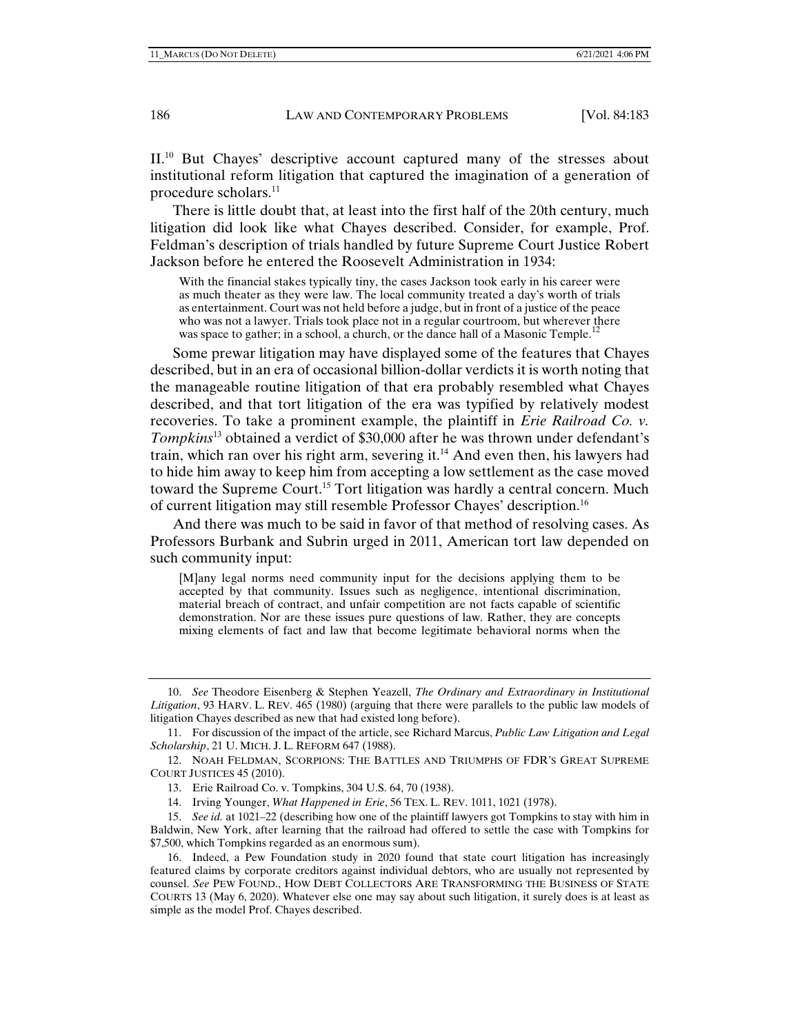II.[10] But Chayes' descriptive account captured many of the stresses about institutional reform litigation that captured the imagination of a generation of procedure scholars.[11]

There is little doubt that, at least into the first half of the 20th century, much litigation did look like what Chayes described. Consider, for example, Prof. Feldman's description of trials handled by future Supreme Court Justice Robert Jackson before he entered the Roosevelt Administration in 1934:

> With the financial stakes typically tiny, the cases Jackson took early in his career were as much theater as they were law. The local community treated a day's worth of trials as entertainment. Court was not held before a judge, but in front of a justice of the peace who was not a lawyer. Trials took place not in a regular courtroom, but wherever there was space to gather; in a school, a church, or the dance hall of a Masonic Temple.[12]

Some prewar litigation may have displayed some of the features that Chayes described, but in an era of occasional billion-dollar verdicts it is worth noting that the manageable routine litigation of that era probably resembled what Chayes described, and that tort litigation of the era was typified by relatively modest recoveries. To take a prominent example, the plaintiff in *Erie Railroad Co. v. Tompkins*[13] obtained a verdict of $30,000 after he was thrown under defendant's train, which ran over his right arm, severing it.[14] And even then, his lawyers had to hide him away to keep him from accepting a low settlement as the case moved toward the Supreme Court.[15] Tort litigation was hardly a central concern. Much of current litigation may still resemble Professor Chayes' description.[16]

And there was much to be said in favor of that method of resolving cases. As Professors Burbank and Subrin urged in 2011, American tort law depended on such community input:

> [M]any legal norms need community input for the decisions applying them to be accepted by that community. Issues such as negligence, intentional discrimination, material breach of contract, and unfair competition are not facts capable of scientific demonstration. Nor are these issues pure questions of law. Rather, they are concepts mixing elements of fact and law that become legitimate behavioral norms when the

10. *See* Theodore Eisenberg & Stephen Yeazell, *The Ordinary and Extraordinary in Institutional Litigation*, 93 HARV. L. REV. 465 (1980) (arguing that there were parallels to the public law models of litigation Chayes described as new that had existed long before).

11. For discussion of the impact of the article, see Richard Marcus, *Public Law Litigation and Legal Scholarship*, 21 U. MICH. J. L. REFORM 647 (1988).

12. NOAH FELDMAN, SCORPIONS: THE BATTLES AND TRIUMPHS OF FDR'S GREAT SUPREME COURT JUSTICES 45 (2010).

13. Erie Railroad Co. v. Tompkins, 304 U.S. 64, 70 (1938).

14. Irving Younger, *What Happened in Erie*, 56 TEX. L. REV. 1011, 1021 (1978).

15. *See id.* at 1021–22 (describing how one of the plaintiff lawyers got Tompkins to stay with him in Baldwin, New York, after learning that the railroad had offered to settle the case with Tompkins for $7,500, which Tompkins regarded as an enormous sum).

16. Indeed, a Pew Foundation study in 2020 found that state court litigation has increasingly featured claims by corporate creditors against individual debtors, who are usually not represented by counsel. *See* PEW FOUND., HOW DEBT COLLECTORS ARE TRANSFORMING THE BUSINESS OF STATE COURTS 13 (May 6, 2020). Whatever else one may say about such litigation, it surely does is at least as simple as the model Prof. Chayes described.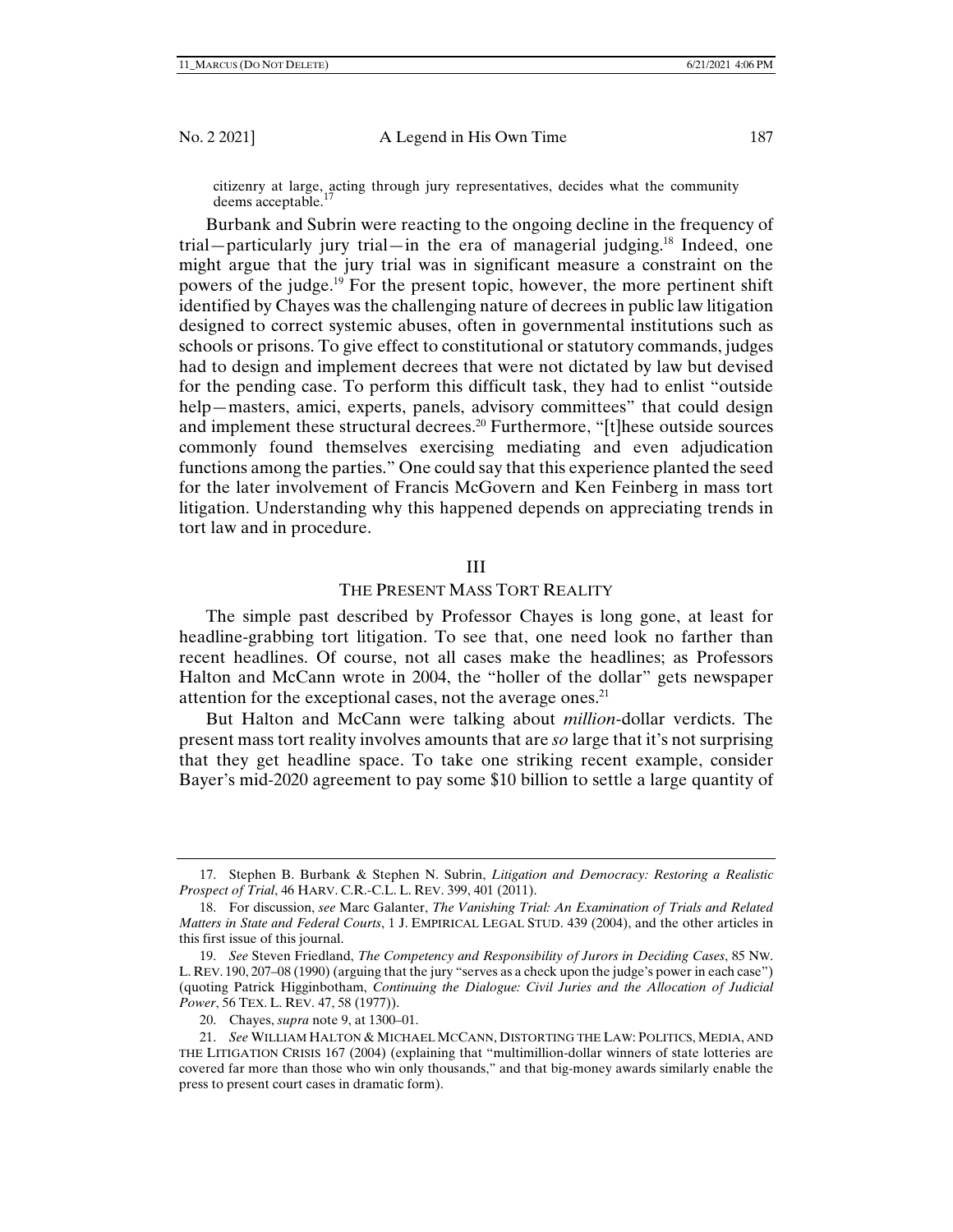citizenry at large, acting through jury representatives, decides what the community deems acceptable.[17]

Burbank and Subrin were reacting to the ongoing decline in the frequency of trial—particularly jury trial—in the era of managerial judging.[18] Indeed, one might argue that the jury trial was in significant measure a constraint on the powers of the judge.[19] For the present topic, however, the more pertinent shift identified by Chayes was the challenging nature of decrees in public law litigation designed to correct systemic abuses, often in governmental institutions such as schools or prisons. To give effect to constitutional or statutory commands, judges had to design and implement decrees that were not dictated by law but devised for the pending case. To perform this difficult task, they had to enlist "outside help—masters, amici, experts, panels, advisory committees" that could design and implement these structural decrees.[20] Furthermore, "[t]hese outside sources commonly found themselves exercising mediating and even adjudication functions among the parties." One could say that this experience planted the seed for the later involvement of Francis McGovern and Ken Feinberg in mass tort litigation. Understanding why this happened depends on appreciating trends in tort law and in procedure.

## III

## THE PRESENT MASS TORT REALITY

The simple past described by Professor Chayes is long gone, at least for headline-grabbing tort litigation. To see that, one need look no farther than recent headlines. Of course, not all cases make the headlines; as Professors Halton and McCann wrote in 2004, the "holler of the dollar" gets newspaper attention for the exceptional cases, not the average ones.[21]

But Halton and McCann were talking about *million*-dollar verdicts. The present mass tort reality involves amounts that are *so* large that it's not surprising that they get headline space. To take one striking recent example, consider Bayer's mid-2020 agreement to pay some $10 billion to settle a large quantity of

---

17. Stephen B. Burbank & Stephen N. Subrin, *Litigation and Democracy: Restoring a Realistic Prospect of Trial*, 46 HARV. C.R.-C.L. L. REV. 399, 401 (2011).

18. For discussion, *see* Marc Galanter, *The Vanishing Trial: An Examination of Trials and Related Matters in State and Federal Courts*, 1 J. EMPIRICAL LEGAL STUD. 439 (2004), and the other articles in this first issue of this journal.

19. *See* Steven Friedland, *The Competency and Responsibility of Jurors in Deciding Cases*, 85 NW. L. REV. 190, 207–08 (1990) (arguing that the jury "serves as a check upon the judge's power in each case") (quoting Patrick Higginbotham, *Continuing the Dialogue: Civil Juries and the Allocation of Judicial Power*, 56 TEX. L. REV. 47, 58 (1977)).

20. Chayes, *supra* note 9, at 1300–01.

21. *See* WILLIAM HALTON & MICHAEL MCCANN, DISTORTING THE LAW: POLITICS, MEDIA, AND THE LITIGATION CRISIS 167 (2004) (explaining that "multimillion-dollar winners of state lotteries are covered far more than those who win only thousands," and that big-money awards similarly enable the press to present court cases in dramatic form).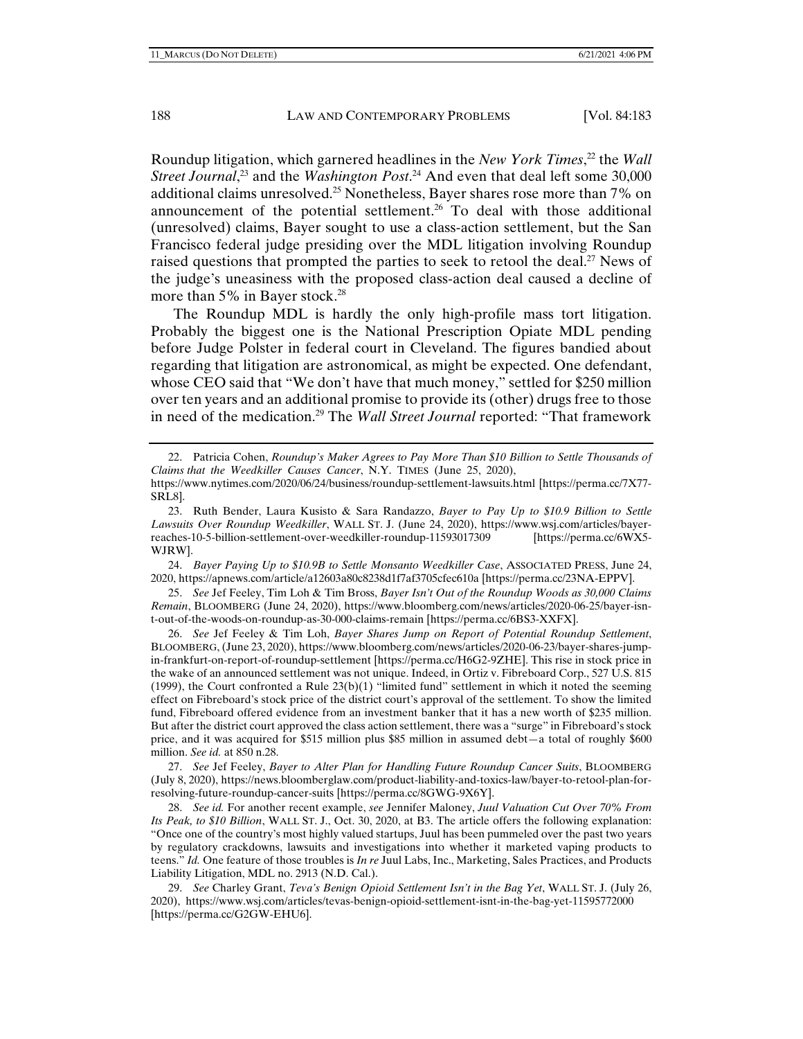Roundup litigation, which garnered headlines in the *New York Times*,[22] the *Wall Street Journal*,[23] and the *Washington Post*.[24] And even that deal left some 30,000 additional claims unresolved.[25] Nonetheless, Bayer shares rose more than 7% on announcement of the potential settlement.[26] To deal with those additional (unresolved) claims, Bayer sought to use a class-action settlement, but the San Francisco federal judge presiding over the MDL litigation involving Roundup raised questions that prompted the parties to seek to retool the deal.[27] News of the judge's uneasiness with the proposed class-action deal caused a decline of more than 5% in Bayer stock.[28]

The Roundup MDL is hardly the only high-profile mass tort litigation. Probably the biggest one is the National Prescription Opiate MDL pending before Judge Polster in federal court in Cleveland. The figures bandied about regarding that litigation are astronomical, as might be expected. One defendant, whose CEO said that "We don't have that much money," settled for $250 million over ten years and an additional promise to provide its (other) drugs free to those in need of the medication.[29] The *Wall Street Journal* reported: "That framework

---

22. Patricia Cohen, *Roundup's Maker Agrees to Pay More Than $10 Billion to Settle Thousands of Claims that the Weedkiller Causes Cancer*, N.Y. TIMES (June 25, 2020), https://www.nytimes.com/2020/06/24/business/roundup-settlement-lawsuits.html [https://perma.cc/7X77-SRL8].

23. Ruth Bender, Laura Kusisto & Sara Randazzo, *Bayer to Pay Up to $10.9 Billion to Settle Lawsuits Over Roundup Weedkiller*, WALL ST. J. (June 24, 2020), https://www.wsj.com/articles/bayer-reaches-10-5-billion-settlement-over-weedkiller-roundup-11593017309 [https://perma.cc/6WX5-WJRW].

24. *Bayer Paying Up to $10.9B to Settle Monsanto Weedkiller Case*, ASSOCIATED PRESS, June 24, 2020, https://apnews.com/article/a12603a80c8238d1f7af3705cfec610a [https://perma.cc/23NA-EPPV].

25. *See* Jef Feeley, Tim Loh & Tim Bross, *Bayer Isn't Out of the Roundup Woods as 30,000 Claims Remain*, BLOOMBERG (June 24, 2020), https://www.bloomberg.com/news/articles/2020-06-25/bayer-isn-t-out-of-the-woods-on-roundup-as-30-000-claims-remain [https://perma.cc/6BS3-XXFX].

26. *See* Jef Feeley & Tim Loh, *Bayer Shares Jump on Report of Potential Roundup Settlement*, BLOOMBERG, (June 23, 2020), https://www.bloomberg.com/news/articles/2020-06-23/bayer-shares-jump-in-frankfurt-on-report-of-roundup-settlement [https://perma.cc/H6G2-9ZHE]. This rise in stock price in the wake of an announced settlement was not unique. Indeed, in Ortiz v. Fibreboard Corp., 527 U.S. 815 (1999), the Court confronted a Rule 23(b)(1) "limited fund" settlement in which it noted the seeming effect on Fibreboard's stock price of the district court's approval of the settlement. To show the limited fund, Fibreboard offered evidence from an investment banker that it has a new worth of $235 million. But after the district court approved the class action settlement, there was a "surge" in Fibreboard's stock price, and it was acquired for $515 million plus $85 million in assumed debt—a total of roughly $600 million. *See id.* at 850 n.28.

27. *See* Jef Feeley, *Bayer to Alter Plan for Handling Future Roundup Cancer Suits*, BLOOMBERG (July 8, 2020), https://news.bloomberglaw.com/product-liability-and-toxics-law/bayer-to-retool-plan-for-resolving-future-roundup-cancer-suits [https://perma.cc/8GWG-9X6Y].

28. *See id.* For another recent example, *see* Jennifer Maloney, *Juul Valuation Cut Over 70% From Its Peak, to $10 Billion*, WALL ST. J., Oct. 30, 2020, at B3. The article offers the following explanation: "Once one of the country's most highly valued startups, Juul has been pummeled over the past two years by regulatory crackdowns, lawsuits and investigations into whether it marketed vaping products to teens." *Id.* One feature of those troubles is *In re* Juul Labs, Inc., Marketing, Sales Practices, and Products Liability Litigation, MDL no. 2913 (N.D. Cal.).

29. *See* Charley Grant, *Teva's Benign Opioid Settlement Isn't in the Bag Yet*, WALL ST. J. (July 26, 2020), https://www.wsj.com/articles/tevas-benign-opioid-settlement-isnt-in-the-bag-yet-11595772000 [https://perma.cc/G2GW-EHU6].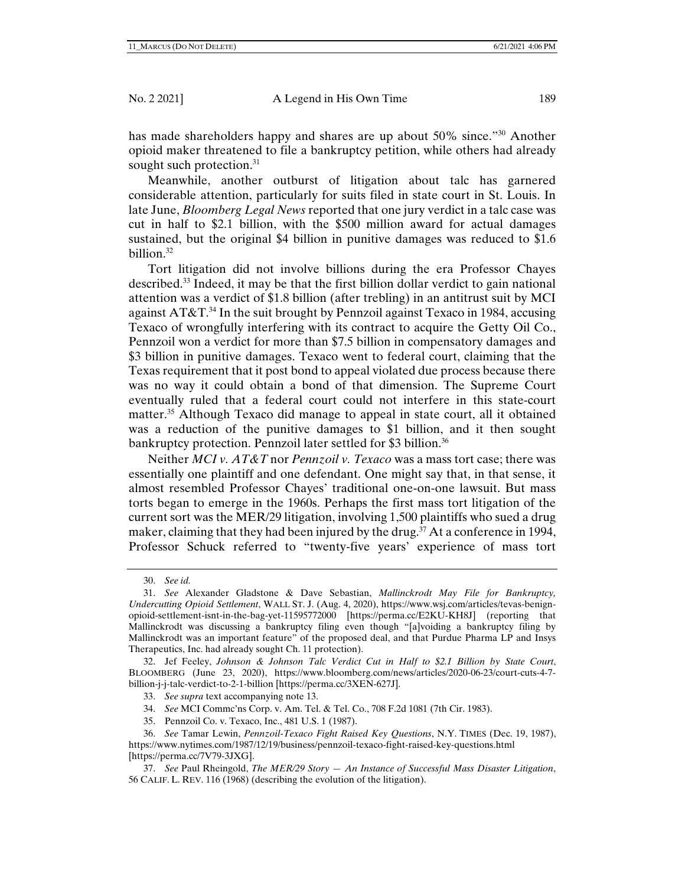has made shareholders happy and shares are up about 50% since."[30] Another opioid maker threatened to file a bankruptcy petition, while others had already sought such protection.[31]

Meanwhile, another outburst of litigation about talc has garnered considerable attention, particularly for suits filed in state court in St. Louis. In late June, *Bloomberg Legal News* reported that one jury verdict in a talc case was cut in half to $2.1 billion, with the $500 million award for actual damages sustained, but the original $4 billion in punitive damages was reduced to $1.6 billion.[32]

Tort litigation did not involve billions during the era Professor Chayes described.[33] Indeed, it may be that the first billion dollar verdict to gain national attention was a verdict of $1.8 billion (after trebling) in an antitrust suit by MCI against AT&T.[34] In the suit brought by Pennzoil against Texaco in 1984, accusing Texaco of wrongfully interfering with its contract to acquire the Getty Oil Co., Pennzoil won a verdict for more than $7.5 billion in compensatory damages and $3 billion in punitive damages. Texaco went to federal court, claiming that the Texas requirement that it post bond to appeal violated due process because there was no way it could obtain a bond of that dimension. The Supreme Court eventually ruled that a federal court could not interfere in this state-court matter.[35] Although Texaco did manage to appeal in state court, all it obtained was a reduction of the punitive damages to $1 billion, and it then sought bankruptcy protection. Pennzoil later settled for $3 billion.[36]

Neither *MCI v. AT&T* nor *Pennzoil v. Texaco* was a mass tort case; there was essentially one plaintiff and one defendant. One might say that, in that sense, it almost resembled Professor Chayes' traditional one-on-one lawsuit. But mass torts began to emerge in the 1960s. Perhaps the first mass tort litigation of the current sort was the MER/29 litigation, involving 1,500 plaintiffs who sued a drug maker, claiming that they had been injured by the drug.[37] At a conference in 1994, Professor Schuck referred to "twenty-five years' experience of mass tort

---

30. *See id.*

31. *See* Alexander Gladstone & Dave Sebastian, *Mallinckrodt May File for Bankruptcy, Undercutting Opioid Settlement*, WALL ST. J. (Aug. 4, 2020), https://www.wsj.com/articles/tevas-benign-opioid-settlement-isnt-in-the-bag-yet-11595772000 [https://perma.cc/E2KU-KH8J] (reporting that Mallinckrodt was discussing a bankruptcy filing even though "[a]voiding a bankruptcy filing by Mallinckrodt was an important feature" of the proposed deal, and that Purdue Pharma LP and Insys Therapeutics, Inc. had already sought Ch. 11 protection).

32. Jef Feeley, *Johnson & Johnson Talc Verdict Cut in Half to $2.1 Billion by State Court*, BLOOMBERG (June 23, 2020), https://www.bloomberg.com/news/articles/2020-06-23/court-cuts-4-7-billion-j-j-talc-verdict-to-2-1-billion [https://perma.cc/3XEN-627J].

33. *See supra* text accompanying note 13.

34. *See* MCI Commc'ns Corp. v. Am. Tel. & Tel. Co., 708 F.2d 1081 (7th Cir. 1983).

35. Pennzoil Co. v. Texaco, Inc., 481 U.S. 1 (1987).

36. *See* Tamar Lewin, *Pennzoil-Texaco Fight Raised Key Questions*, N.Y. TIMES (Dec. 19, 1987), https://www.nytimes.com/1987/12/19/business/pennzoil-texaco-fight-raised-key-questions.html [https://perma.cc/7V79-3JXG].

37. *See* Paul Rheingold, *The MER/29 Story — An Instance of Successful Mass Disaster Litigation*, 56 CALIF. L. REV. 116 (1968) (describing the evolution of the litigation).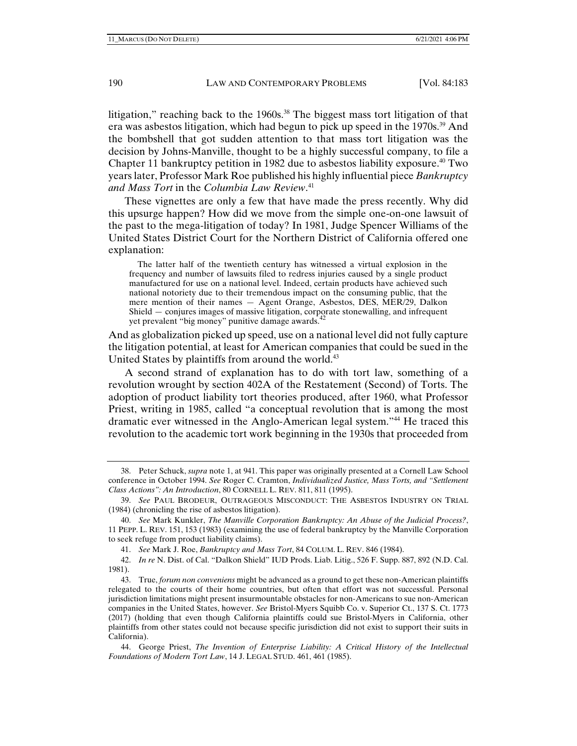litigation," reaching back to the 1960s.[38] The biggest mass tort litigation of that era was asbestos litigation, which had begun to pick up speed in the 1970s.[39] And the bombshell that got sudden attention to that mass tort litigation was the decision by Johns-Manville, thought to be a highly successful company, to file a Chapter 11 bankruptcy petition in 1982 due to asbestos liability exposure.[40] Two years later, Professor Mark Roe published his highly influential piece *Bankruptcy and Mass Tort* in the *Columbia Law Review*.[41]

These vignettes are only a few that have made the press recently. Why did this upsurge happen? How did we move from the simple one-on-one lawsuit of the past to the mega-litigation of today? In 1981, Judge Spencer Williams of the United States District Court for the Northern District of California offered one explanation:

> The latter half of the twentieth century has witnessed a virtual explosion in the frequency and number of lawsuits filed to redress injuries caused by a single product manufactured for use on a national level. Indeed, certain products have achieved such national notoriety due to their tremendous impact on the consuming public, that the mere mention of their names — Agent Orange, Asbestos, DES, MER/29, Dalkon Shield — conjures images of massive litigation, corporate stonewalling, and infrequent yet prevalent "big money" punitive damage awards.[42]

And as globalization picked up speed, use on a national level did not fully capture the litigation potential, at least for American companies that could be sued in the United States by plaintiffs from around the world.[43]

A second strand of explanation has to do with tort law, something of a revolution wrought by section 402A of the Restatement (Second) of Torts. The adoption of product liability tort theories produced, after 1960, what Professor Priest, writing in 1985, called "a conceptual revolution that is among the most dramatic ever witnessed in the Anglo-American legal system."[44] He traced this revolution to the academic tort work beginning in the 1930s that proceeded from

---

38. Peter Schuck, *supra* note 1, at 941. This paper was originally presented at a Cornell Law School conference in October 1994. *See* Roger C. Cramton, *Individualized Justice, Mass Torts, and "Settlement Class Actions": An Introduction*, 80 CORNELL L. REV. 811, 811 (1995).

39. *See* PAUL BRODEUR, OUTRAGEOUS MISCONDUCT: THE ASBESTOS INDUSTRY ON TRIAL (1984) (chronicling the rise of asbestos litigation).

40. *See* Mark Kunkler, *The Manville Corporation Bankruptcy: An Abuse of the Judicial Process?*, 11 PEPP. L. REV. 151, 153 (1983) (examining the use of federal bankruptcy by the Manville Corporation to seek refuge from product liability claims).

41. *See* Mark J. Roe, *Bankruptcy and Mass Tort*, 84 COLUM. L. REV. 846 (1984).

42. *In re* N. Dist. of Cal. "Dalkon Shield" IUD Prods. Liab. Litig., 526 F. Supp. 887, 892 (N.D. Cal. 1981).

43. True, *forum non conveniens* might be advanced as a ground to get these non-American plaintiffs relegated to the courts of their home countries, but often that effort was not successful. Personal jurisdiction limitations might present insurmountable obstacles for non-Americans to sue non-American companies in the United States, however. *See* Bristol-Myers Squibb Co. v. Superior Ct., 137 S. Ct. 1773 (2017) (holding that even though California plaintiffs could sue Bristol-Myers in California, other plaintiffs from other states could not because specific jurisdiction did not exist to support their suits in California).

44. George Priest, *The Invention of Enterprise Liability: A Critical History of the Intellectual Foundations of Modern Tort Law*, 14 J. LEGAL STUD. 461, 461 (1985).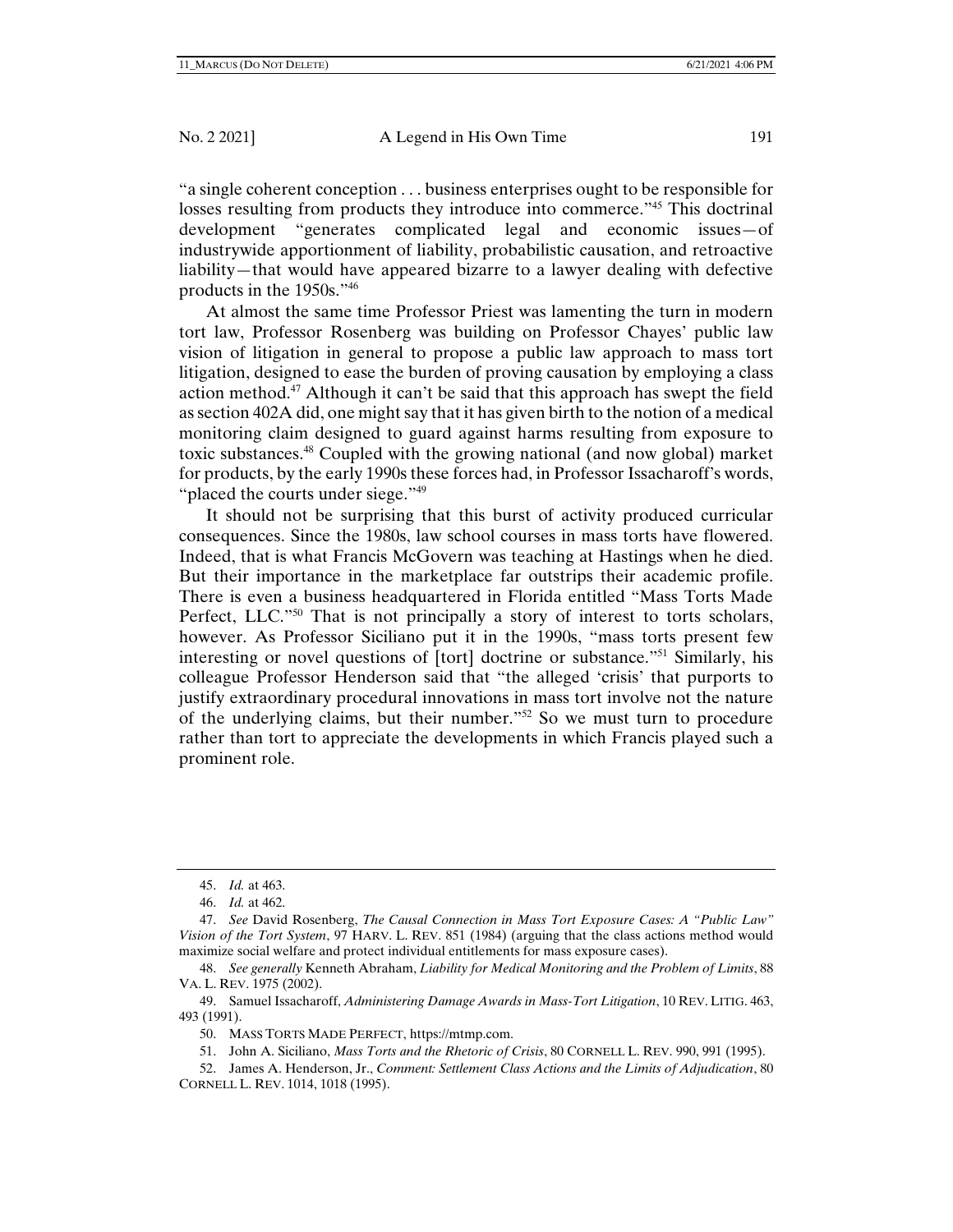"a single coherent conception . . . business enterprises ought to be responsible for losses resulting from products they introduce into commerce."[45] This doctrinal development "generates complicated legal and economic issues—of industrywide apportionment of liability, probabilistic causation, and retroactive liability—that would have appeared bizarre to a lawyer dealing with defective products in the 1950s."[46]

At almost the same time Professor Priest was lamenting the turn in modern tort law, Professor Rosenberg was building on Professor Chayes' public law vision of litigation in general to propose a public law approach to mass tort litigation, designed to ease the burden of proving causation by employing a class action method.[47] Although it can't be said that this approach has swept the field as section 402A did, one might say that it has given birth to the notion of a medical monitoring claim designed to guard against harms resulting from exposure to toxic substances.[48] Coupled with the growing national (and now global) market for products, by the early 1990s these forces had, in Professor Issacharoff's words, "placed the courts under siege."[49]

It should not be surprising that this burst of activity produced curricular consequences. Since the 1980s, law school courses in mass torts have flowered. Indeed, that is what Francis McGovern was teaching at Hastings when he died. But their importance in the marketplace far outstrips their academic profile. There is even a business headquartered in Florida entitled "Mass Torts Made Perfect, LLC."[50] That is not principally a story of interest to torts scholars, however. As Professor Siciliano put it in the 1990s, "mass torts present few interesting or novel questions of [tort] doctrine or substance."[51] Similarly, his colleague Professor Henderson said that "the alleged 'crisis' that purports to justify extraordinary procedural innovations in mass tort involve not the nature of the underlying claims, but their number."[52] So we must turn to procedure rather than tort to appreciate the developments in which Francis played such a prominent role.

---

45. *Id.* at 463.

46. *Id.* at 462.

47. *See* David Rosenberg, *The Causal Connection in Mass Tort Exposure Cases: A "Public Law" Vision of the Tort System*, 97 HARV. L. REV. 851 (1984) (arguing that the class actions method would maximize social welfare and protect individual entitlements for mass exposure cases).

48. *See generally* Kenneth Abraham, *Liability for Medical Monitoring and the Problem of Limits*, 88 VA. L. REV. 1975 (2002).

49. Samuel Issacharoff, *Administering Damage Awards in Mass-Tort Litigation*, 10 REV. LITIG. 463, 493 (1991).

50. MASS TORTS MADE PERFECT, https://mtmp.com.

51. John A. Siciliano, *Mass Torts and the Rhetoric of Crisis*, 80 CORNELL L. REV. 990, 991 (1995).

52. James A. Henderson, Jr., *Comment: Settlement Class Actions and the Limits of Adjudication*, 80 CORNELL L. REV. 1014, 1018 (1995).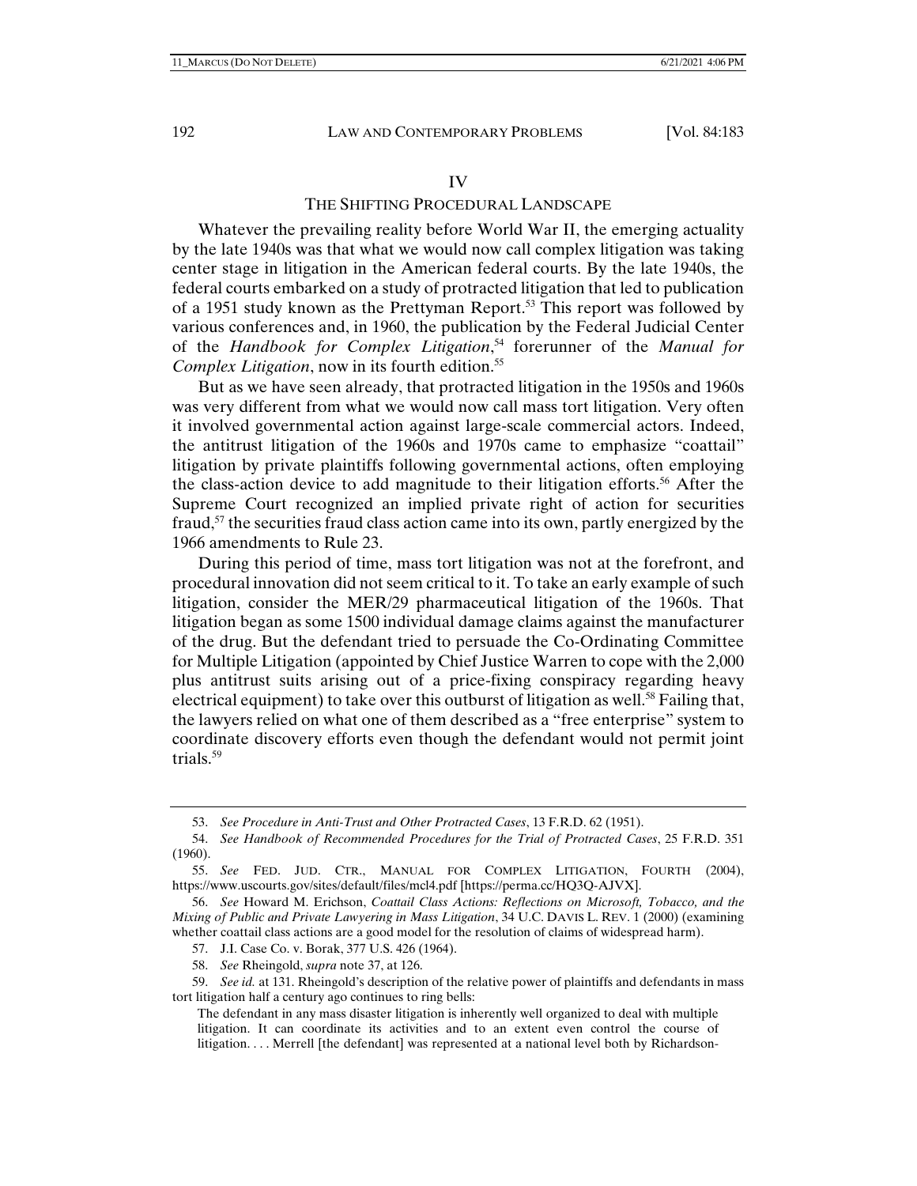## IV

## THE SHIFTING PROCEDURAL LANDSCAPE

Whatever the prevailing reality before World War II, the emerging actuality by the late 1940s was that what we would now call complex litigation was taking center stage in litigation in the American federal courts. By the late 1940s, the federal courts embarked on a study of protracted litigation that led to publication of a 1951 study known as the Prettyman Report.[53] This report was followed by various conferences and, in 1960, the publication by the Federal Judicial Center of the *Handbook for Complex Litigation*,[54] forerunner of the *Manual for Complex Litigation*, now in its fourth edition.[55]

But as we have seen already, that protracted litigation in the 1950s and 1960s was very different from what we would now call mass tort litigation. Very often it involved governmental action against large-scale commercial actors. Indeed, the antitrust litigation of the 1960s and 1970s came to emphasize "coattail" litigation by private plaintiffs following governmental actions, often employing the class-action device to add magnitude to their litigation efforts.[56] After the Supreme Court recognized an implied private right of action for securities fraud,[57] the securities fraud class action came into its own, partly energized by the 1966 amendments to Rule 23.

During this period of time, mass tort litigation was not at the forefront, and procedural innovation did not seem critical to it. To take an early example of such litigation, consider the MER/29 pharmaceutical litigation of the 1960s. That litigation began as some 1500 individual damage claims against the manufacturer of the drug. But the defendant tried to persuade the Co-Ordinating Committee for Multiple Litigation (appointed by Chief Justice Warren to cope with the 2,000 plus antitrust suits arising out of a price-fixing conspiracy regarding heavy electrical equipment) to take over this outburst of litigation as well.[58] Failing that, the lawyers relied on what one of them described as a "free enterprise" system to coordinate discovery efforts even though the defendant would not permit joint trials.[59]

53. *See Procedure in Anti-Trust and Other Protracted Cases*, 13 F.R.D. 62 (1951).

54. *See Handbook of Recommended Procedures for the Trial of Protracted Cases*, 25 F.R.D. 351 (1960).

55. *See* FED. JUD. CTR., MANUAL FOR COMPLEX LITIGATION, FOURTH (2004), https://www.uscourts.gov/sites/default/files/mcl4.pdf [https://perma.cc/HQ3Q-AJVX].

56. *See* Howard M. Erichson, *Coattail Class Actions: Reflections on Microsoft, Tobacco, and the Mixing of Public and Private Lawyering in Mass Litigation*, 34 U.C. DAVIS L. REV. 1 (2000) (examining whether coattail class actions are a good model for the resolution of claims of widespread harm).

57. J.I. Case Co. v. Borak, 377 U.S. 426 (1964).

58. *See* Rheingold, *supra* note 37, at 126.

59. *See id.* at 131. Rheingold's description of the relative power of plaintiffs and defendants in mass tort litigation half a century ago continues to ring bells:

> The defendant in any mass disaster litigation is inherently well organized to deal with multiple litigation. It can coordinate its activities and to an extent even control the course of litigation. . . . Merrell [the defendant] was represented at a national level both by Richardson-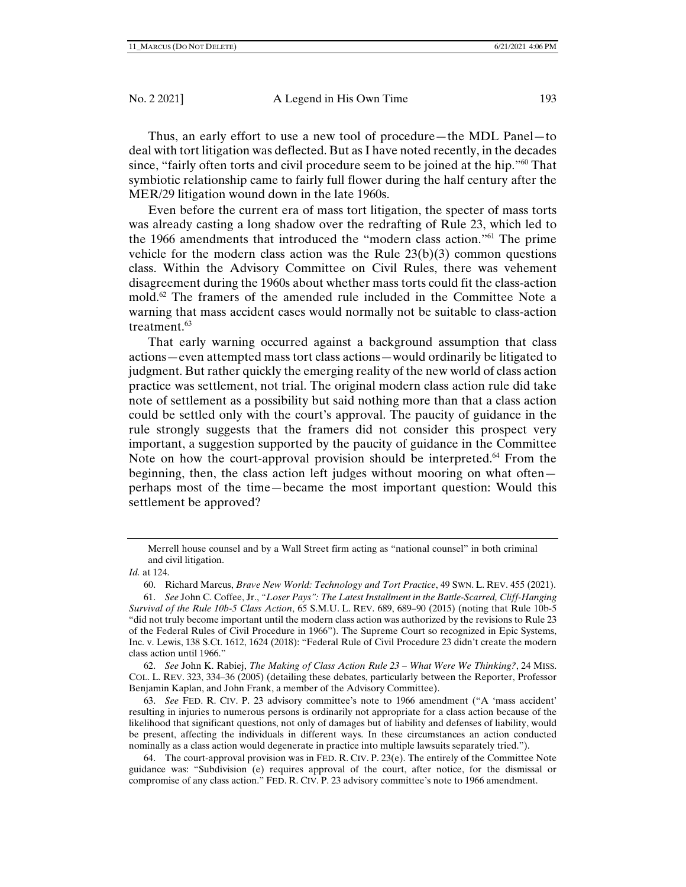Thus, an early effort to use a new tool of procedure—the MDL Panel—to deal with tort litigation was deflected. But as I have noted recently, in the decades since, "fairly often torts and civil procedure seem to be joined at the hip."[60] That symbiotic relationship came to fairly full flower during the half century after the MER/29 litigation wound down in the late 1960s.

Even before the current era of mass tort litigation, the specter of mass torts was already casting a long shadow over the redrafting of Rule 23, which led to the 1966 amendments that introduced the "modern class action."[61] The prime vehicle for the modern class action was the Rule 23(b)(3) common questions class. Within the Advisory Committee on Civil Rules, there was vehement disagreement during the 1960s about whether mass torts could fit the class-action mold.[62] The framers of the amended rule included in the Committee Note a warning that mass accident cases would normally not be suitable to class-action treatment.[63]

That early warning occurred against a background assumption that class actions—even attempted mass tort class actions—would ordinarily be litigated to judgment. But rather quickly the emerging reality of the new world of class action practice was settlement, not trial. The original modern class action rule did take note of settlement as a possibility but said nothing more than that a class action could be settled only with the court's approval. The paucity of guidance in the rule strongly suggests that the framers did not consider this prospect very important, a suggestion supported by the paucity of guidance in the Committee Note on how the court-approval provision should be interpreted.[64] From the beginning, then, the class action left judges without mooring on what often—perhaps most of the time—became the most important question: Would this settlement be approved?

---

Merrell house counsel and by a Wall Street firm acting as "national counsel" in both criminal and civil litigation.

*Id.* at 124.

60. Richard Marcus, *Brave New World: Technology and Tort Practice*, 49 SWN. L. REV. 455 (2021).

61. *See* John C. Coffee, Jr., *"Loser Pays": The Latest Installment in the Battle-Scarred, Cliff-Hanging Survival of the Rule 10b-5 Class Action*, 65 S.M.U. L. REV. 689, 689–90 (2015) (noting that Rule 10b-5 "did not truly become important until the modern class action was authorized by the revisions to Rule 23 of the Federal Rules of Civil Procedure in 1966"). The Supreme Court so recognized in Epic Systems, Inc. v. Lewis, 138 S.Ct. 1612, 1624 (2018): "Federal Rule of Civil Procedure 23 didn't create the modern class action until 1966."

62. *See* John K. Rabiej, *The Making of Class Action Rule 23 – What Were We Thinking?*, 24 MISS. COL. L. REV. 323, 334–36 (2005) (detailing these debates, particularly between the Reporter, Professor Benjamin Kaplan, and John Frank, a member of the Advisory Committee).

63. *See* FED. R. CIV. P. 23 advisory committee's note to 1966 amendment ("A 'mass accident' resulting in injuries to numerous persons is ordinarily not appropriate for a class action because of the likelihood that significant questions, not only of damages but of liability and defenses of liability, would be present, affecting the individuals in different ways. In these circumstances an action conducted nominally as a class action would degenerate in practice into multiple lawsuits separately tried.").

64. The court-approval provision was in FED. R. CIV. P. 23(e). The entirely of the Committee Note guidance was: "Subdivision (e) requires approval of the court, after notice, for the dismissal or compromise of any class action." FED. R. CIV. P. 23 advisory committee's note to 1966 amendment.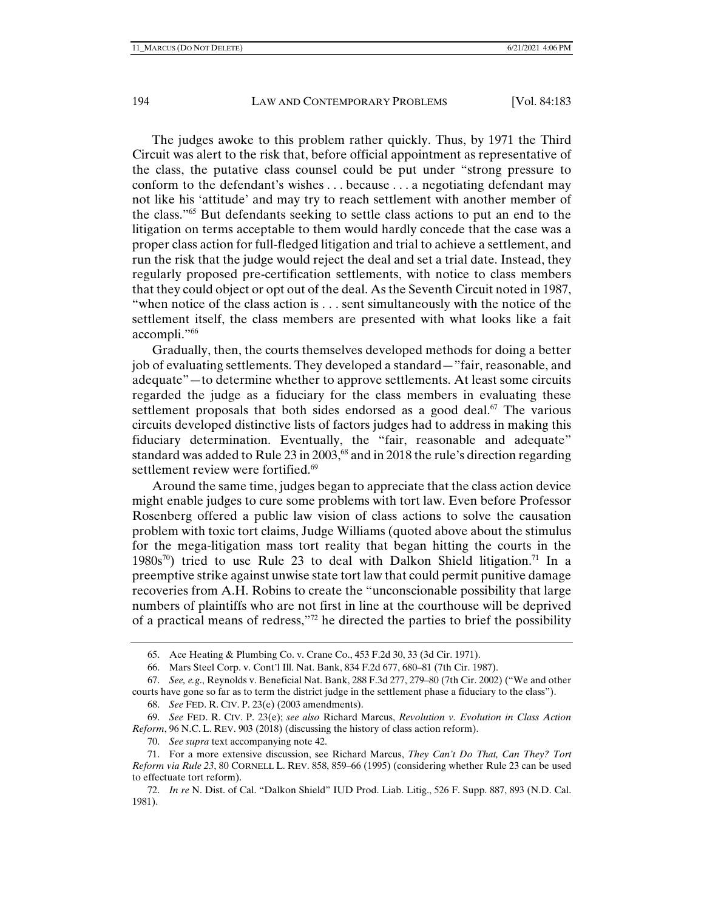The judges awoke to this problem rather quickly. Thus, by 1971 the Third Circuit was alert to the risk that, before official appointment as representative of the class, the putative class counsel could be put under "strong pressure to conform to the defendant's wishes . . . because . . . a negotiating defendant may not like his 'attitude' and may try to reach settlement with another member of the class."[65] But defendants seeking to settle class actions to put an end to the litigation on terms acceptable to them would hardly concede that the case was a proper class action for full-fledged litigation and trial to achieve a settlement, and run the risk that the judge would reject the deal and set a trial date. Instead, they regularly proposed pre-certification settlements, with notice to class members that they could object or opt out of the deal. As the Seventh Circuit noted in 1987, "when notice of the class action is . . . sent simultaneously with the notice of the settlement itself, the class members are presented with what looks like a fait accompli."[66]

Gradually, then, the courts themselves developed methods for doing a better job of evaluating settlements. They developed a standard—"fair, reasonable, and adequate"—to determine whether to approve settlements. At least some circuits regarded the judge as a fiduciary for the class members in evaluating these settlement proposals that both sides endorsed as a good deal.[67] The various circuits developed distinctive lists of factors judges had to address in making this fiduciary determination. Eventually, the "fair, reasonable and adequate" standard was added to Rule 23 in 2003,[68] and in 2018 the rule's direction regarding settlement review were fortified.[69]

Around the same time, judges began to appreciate that the class action device might enable judges to cure some problems with tort law. Even before Professor Rosenberg offered a public law vision of class actions to solve the causation problem with toxic tort claims, Judge Williams (quoted above about the stimulus for the mega-litigation mass tort reality that began hitting the courts in the 1980s[70]) tried to use Rule 23 to deal with Dalkon Shield litigation.[71] In a preemptive strike against unwise state tort law that could permit punitive damage recoveries from A.H. Robins to create the "unconscionable possibility that large numbers of plaintiffs who are not first in line at the courthouse will be deprived of a practical means of redress,"[72] he directed the parties to brief the possibility

---

65. Ace Heating & Plumbing Co. v. Crane Co., 453 F.2d 30, 33 (3d Cir. 1971).

66. Mars Steel Corp. v. Cont'l Ill. Nat. Bank, 834 F.2d 677, 680–81 (7th Cir. 1987).

67. *See, e.g.*, Reynolds v. Beneficial Nat. Bank, 288 F.3d 277, 279–80 (7th Cir. 2002) ("We and other courts have gone so far as to term the district judge in the settlement phase a fiduciary to the class").

68. *See* FED. R. CIV. P. 23(e) (2003 amendments).

69. *See* FED. R. CIV. P. 23(e); *see also* Richard Marcus, *Revolution v. Evolution in Class Action Reform*, 96 N.C. L. REV. 903 (2018) (discussing the history of class action reform).

70. *See supra* text accompanying note 42.

71. For a more extensive discussion, see Richard Marcus, *They Can't Do That, Can They? Tort Reform via Rule 23*, 80 CORNELL L. REV. 858, 859–66 (1995) (considering whether Rule 23 can be used to effectuate tort reform).

72. *In re* N. Dist. of Cal. "Dalkon Shield" IUD Prod. Liab. Litig., 526 F. Supp. 887, 893 (N.D. Cal. 1981).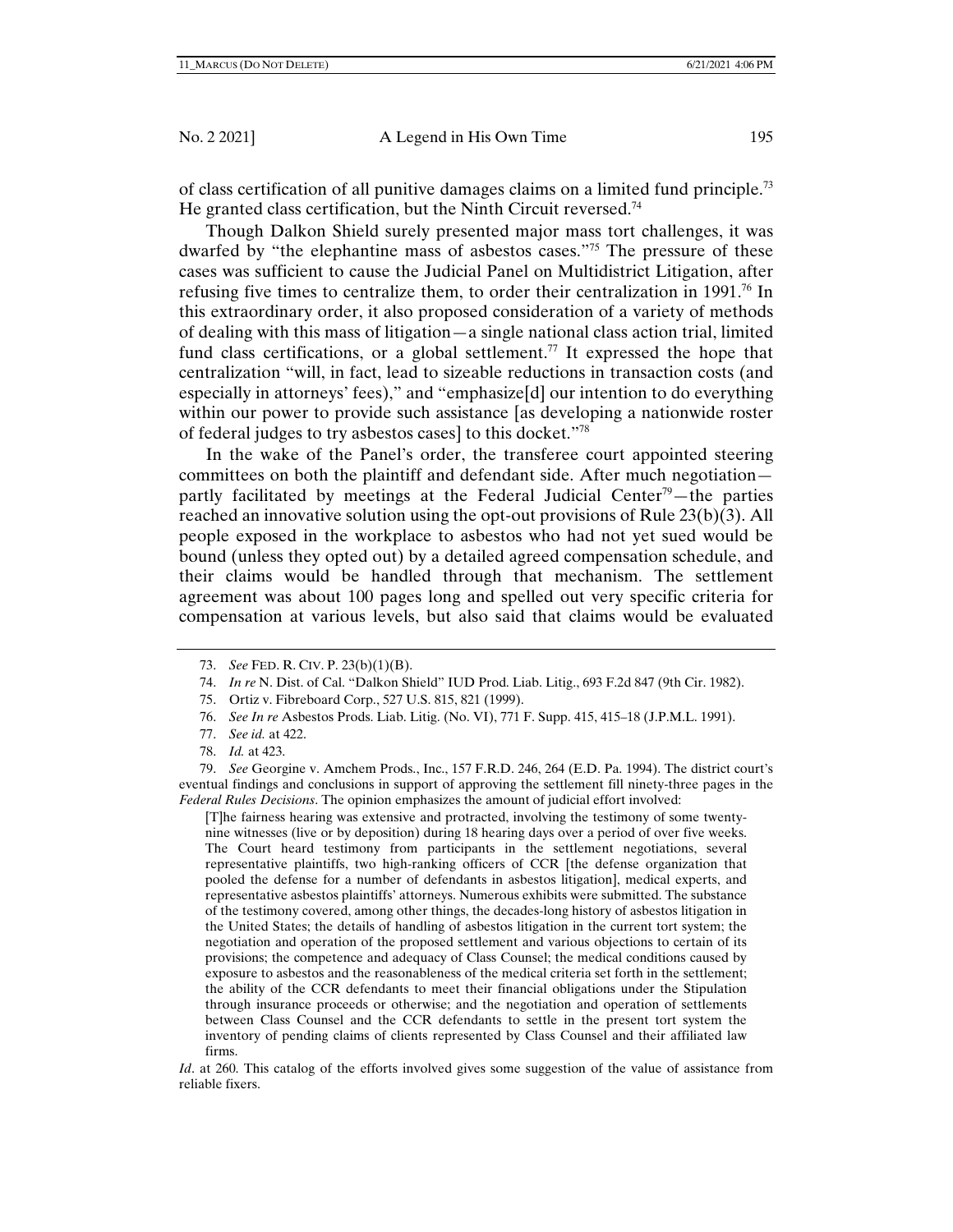of class certification of all punitive damages claims on a limited fund principle.[73] He granted class certification, but the Ninth Circuit reversed.[74]

Though Dalkon Shield surely presented major mass tort challenges, it was dwarfed by "the elephantine mass of asbestos cases."[75] The pressure of these cases was sufficient to cause the Judicial Panel on Multidistrict Litigation, after refusing five times to centralize them, to order their centralization in 1991.[76] In this extraordinary order, it also proposed consideration of a variety of methods of dealing with this mass of litigation—a single national class action trial, limited fund class certifications, or a global settlement.[77] It expressed the hope that centralization "will, in fact, lead to sizeable reductions in transaction costs (and especially in attorneys' fees)," and "emphasize[d] our intention to do everything within our power to provide such assistance [as developing a nationwide roster of federal judges to try asbestos cases] to this docket."[78]

In the wake of the Panel's order, the transferee court appointed steering committees on both the plaintiff and defendant side. After much negotiation—partly facilitated by meetings at the Federal Judicial Center[79]—the parties reached an innovative solution using the opt-out provisions of Rule 23(b)(3). All people exposed in the workplace to asbestos who had not yet sued would be bound (unless they opted out) by a detailed agreed compensation schedule, and their claims would be handled through that mechanism. The settlement agreement was about 100 pages long and spelled out very specific criteria for compensation at various levels, but also said that claims would be evaluated

---

73. *See* FED. R. CIV. P. 23(b)(1)(B).

74. *In re* N. Dist. of Cal. "Dalkon Shield" IUD Prod. Liab. Litig., 693 F.2d 847 (9th Cir. 1982).

75. Ortiz v. Fibreboard Corp., 527 U.S. 815, 821 (1999).

76. *See In re* Asbestos Prods. Liab. Litig. (No. VI), 771 F. Supp. 415, 415–18 (J.P.M.L. 1991).

77. *See id.* at 422.

78. *Id.* at 423.

79. *See* Georgine v. Amchem Prods., Inc., 157 F.R.D. 246, 264 (E.D. Pa. 1994). The district court's eventual findings and conclusions in support of approving the settlement fill ninety-three pages in the *Federal Rules Decisions*. The opinion emphasizes the amount of judicial effort involved:

> [T]he fairness hearing was extensive and protracted, involving the testimony of some twenty-nine witnesses (live or by deposition) during 18 hearing days over a period of over five weeks. The Court heard testimony from participants in the settlement negotiations, several representative plaintiffs, two high-ranking officers of CCR [the defense organization that pooled the defense for a number of defendants in asbestos litigation], medical experts, and representative asbestos plaintiffs' attorneys. Numerous exhibits were submitted. The substance of the testimony covered, among other things, the decades-long history of asbestos litigation in the United States; the details of handling of asbestos litigation in the current tort system; the negotiation and operation of the proposed settlement and various objections to certain of its provisions; the competence and adequacy of Class Counsel; the medical conditions caused by exposure to asbestos and the reasonableness of the medical criteria set forth in the settlement; the ability of the CCR defendants to meet their financial obligations under the Stipulation through insurance proceeds or otherwise; and the negotiation and operation of settlements between Class Counsel and the CCR defendants to settle in the present tort system the inventory of pending claims of clients represented by Class Counsel and their affiliated law firms.

*Id*. at 260. This catalog of the efforts involved gives some suggestion of the value of assistance from reliable fixers.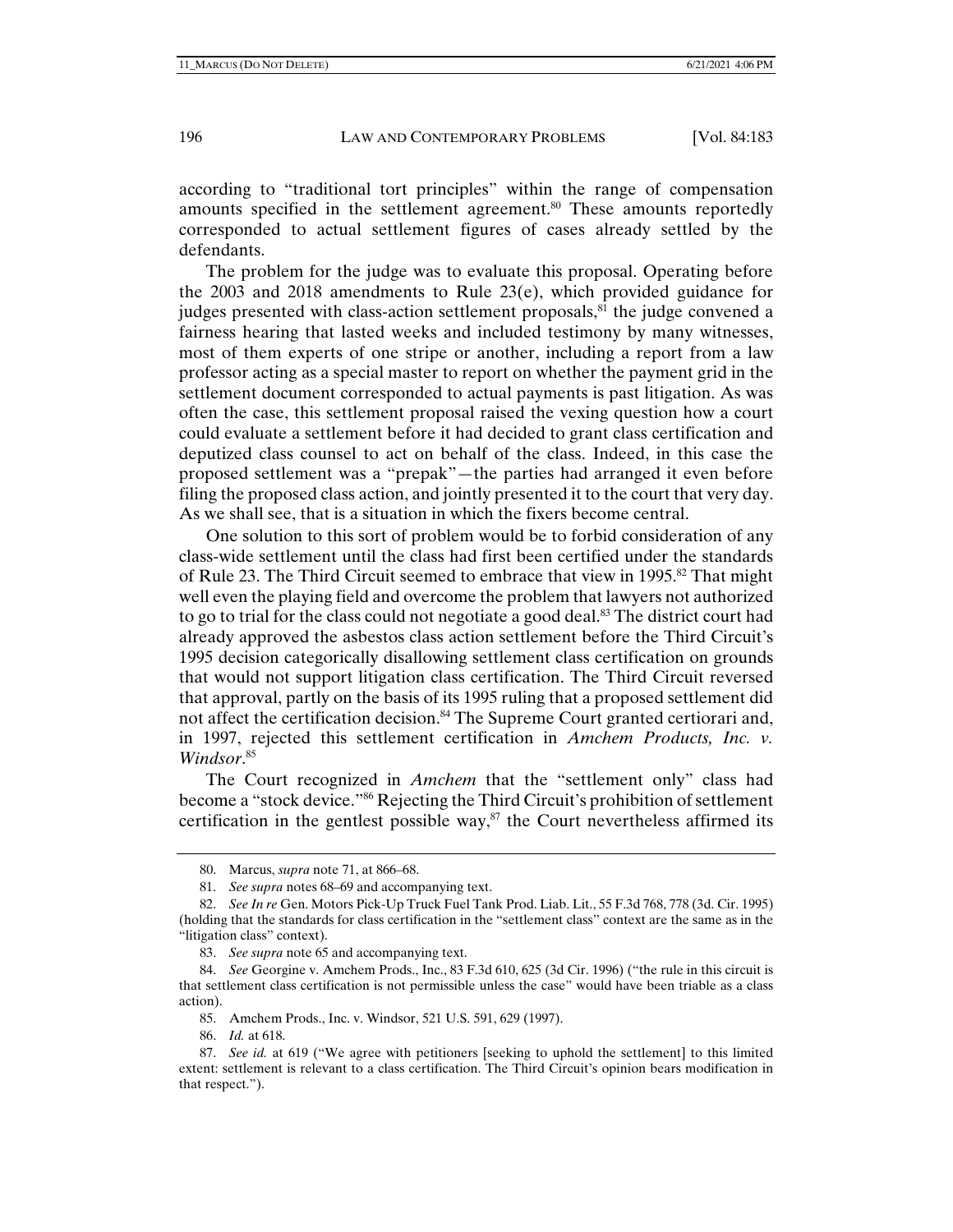according to "traditional tort principles" within the range of compensation amounts specified in the settlement agreement.[80] These amounts reportedly corresponded to actual settlement figures of cases already settled by the defendants.

The problem for the judge was to evaluate this proposal. Operating before the 2003 and 2018 amendments to Rule 23(e), which provided guidance for judges presented with class-action settlement proposals,[81] the judge convened a fairness hearing that lasted weeks and included testimony by many witnesses, most of them experts of one stripe or another, including a report from a law professor acting as a special master to report on whether the payment grid in the settlement document corresponded to actual payments is past litigation. As was often the case, this settlement proposal raised the vexing question how a court could evaluate a settlement before it had decided to grant class certification and deputized class counsel to act on behalf of the class. Indeed, in this case the proposed settlement was a "prepak"—the parties had arranged it even before filing the proposed class action, and jointly presented it to the court that very day. As we shall see, that is a situation in which the fixers become central.

One solution to this sort of problem would be to forbid consideration of any class-wide settlement until the class had first been certified under the standards of Rule 23. The Third Circuit seemed to embrace that view in 1995.[82] That might well even the playing field and overcome the problem that lawyers not authorized to go to trial for the class could not negotiate a good deal.[83] The district court had already approved the asbestos class action settlement before the Third Circuit's 1995 decision categorically disallowing settlement class certification on grounds that would not support litigation class certification. The Third Circuit reversed that approval, partly on the basis of its 1995 ruling that a proposed settlement did not affect the certification decision.[84] The Supreme Court granted certiorari and, in 1997, rejected this settlement certification in *Amchem Products, Inc. v. Windsor*.[85]

The Court recognized in *Amchem* that the "settlement only" class had become a "stock device."[86] Rejecting the Third Circuit's prohibition of settlement certification in the gentlest possible way,[87] the Court nevertheless affirmed its

---

80. Marcus, *supra* note 71, at 866–68.

81. *See supra* notes 68–69 and accompanying text.

82. *See In re* Gen. Motors Pick-Up Truck Fuel Tank Prod. Liab. Lit., 55 F.3d 768, 778 (3d. Cir. 1995) (holding that the standards for class certification in the "settlement class" context are the same as in the "litigation class" context).

83. *See supra* note 65 and accompanying text.

84. *See* Georgine v. Amchem Prods., Inc., 83 F.3d 610, 625 (3d Cir. 1996) ("the rule in this circuit is that settlement class certification is not permissible unless the case" would have been triable as a class action).

85. Amchem Prods., Inc. v. Windsor, 521 U.S. 591, 629 (1997).

86. *Id.* at 618.

87. *See id.* at 619 ("We agree with petitioners [seeking to uphold the settlement] to this limited extent: settlement is relevant to a class certification. The Third Circuit's opinion bears modification in that respect.").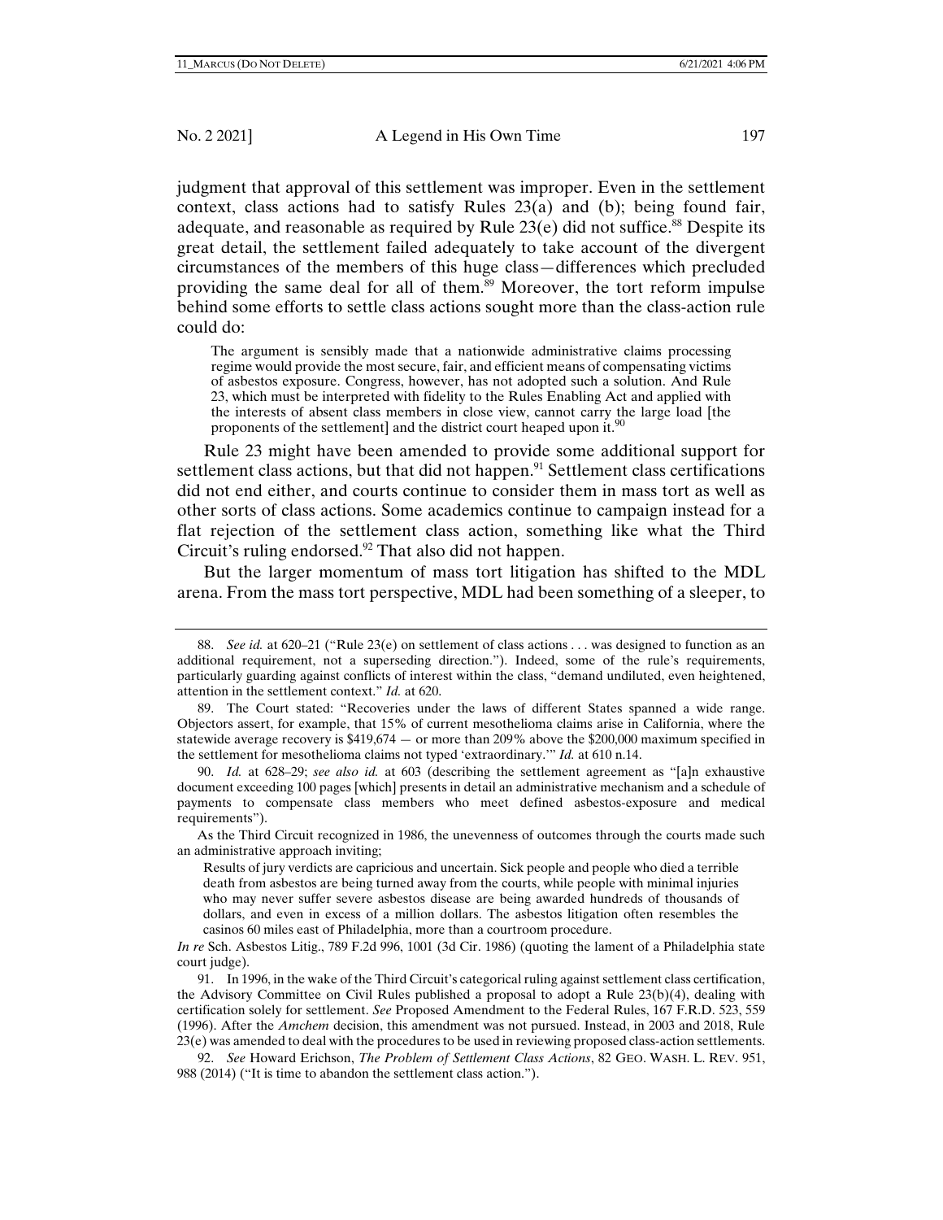judgment that approval of this settlement was improper. Even in the settlement context, class actions had to satisfy Rules 23(a) and (b); being found fair, adequate, and reasonable as required by Rule 23(e) did not suffice.[88] Despite its great detail, the settlement failed adequately to take account of the divergent circumstances of the members of this huge class—differences which precluded providing the same deal for all of them.[89] Moreover, the tort reform impulse behind some efforts to settle class actions sought more than the class-action rule could do:

> The argument is sensibly made that a nationwide administrative claims processing regime would provide the most secure, fair, and efficient means of compensating victims of asbestos exposure. Congress, however, has not adopted such a solution. And Rule 23, which must be interpreted with fidelity to the Rules Enabling Act and applied with the interests of absent class members in close view, cannot carry the large load [the proponents of the settlement] and the district court heaped upon it.[90]

Rule 23 might have been amended to provide some additional support for settlement class actions, but that did not happen.[91] Settlement class certifications did not end either, and courts continue to consider them in mass tort as well as other sorts of class actions. Some academics continue to campaign instead for a flat rejection of the settlement class action, something like what the Third Circuit's ruling endorsed.[92] That also did not happen.

But the larger momentum of mass tort litigation has shifted to the MDL arena. From the mass tort perspective, MDL had been something of a sleeper, to

---

88. *See id.* at 620–21 ("Rule 23(e) on settlement of class actions . . . was designed to function as an additional requirement, not a superseding direction."). Indeed, some of the rule's requirements, particularly guarding against conflicts of interest within the class, "demand undiluted, even heightened, attention in the settlement context." *Id.* at 620.

89. The Court stated: "Recoveries under the laws of different States spanned a wide range. Objectors assert, for example, that 15% of current mesothelioma claims arise in California, where the statewide average recovery is $419,674 — or more than 209% above the $200,000 maximum specified in the settlement for mesothelioma claims not typed 'extraordinary.'" *Id.* at 610 n.14.

90. *Id.* at 628–29; *see also id.* at 603 (describing the settlement agreement as "[a]n exhaustive document exceeding 100 pages [which] presents in detail an administrative mechanism and a schedule of payments to compensate class members who meet defined asbestos-exposure and medical requirements").

As the Third Circuit recognized in 1986, the unevenness of outcomes through the courts made such an administrative approach inviting;

> Results of jury verdicts are capricious and uncertain. Sick people and people who died a terrible death from asbestos are being turned away from the courts, while people with minimal injuries who may never suffer severe asbestos disease are being awarded hundreds of thousands of dollars, and even in excess of a million dollars. The asbestos litigation often resembles the casinos 60 miles east of Philadelphia, more than a courtroom procedure.

*In re* Sch. Asbestos Litig., 789 F.2d 996, 1001 (3d Cir. 1986) (quoting the lament of a Philadelphia state court judge).

91. In 1996, in the wake of the Third Circuit's categorical ruling against settlement class certification, the Advisory Committee on Civil Rules published a proposal to adopt a Rule 23(b)(4), dealing with certification solely for settlement. *See* Proposed Amendment to the Federal Rules, 167 F.R.D. 523, 559 (1996). After the *Amchem* decision, this amendment was not pursued. Instead, in 2003 and 2018, Rule 23(e) was amended to deal with the procedures to be used in reviewing proposed class-action settlements.

92. *See* Howard Erichson, *The Problem of Settlement Class Actions*, 82 GEO. WASH. L. REV. 951, 988 (2014) ("It is time to abandon the settlement class action.").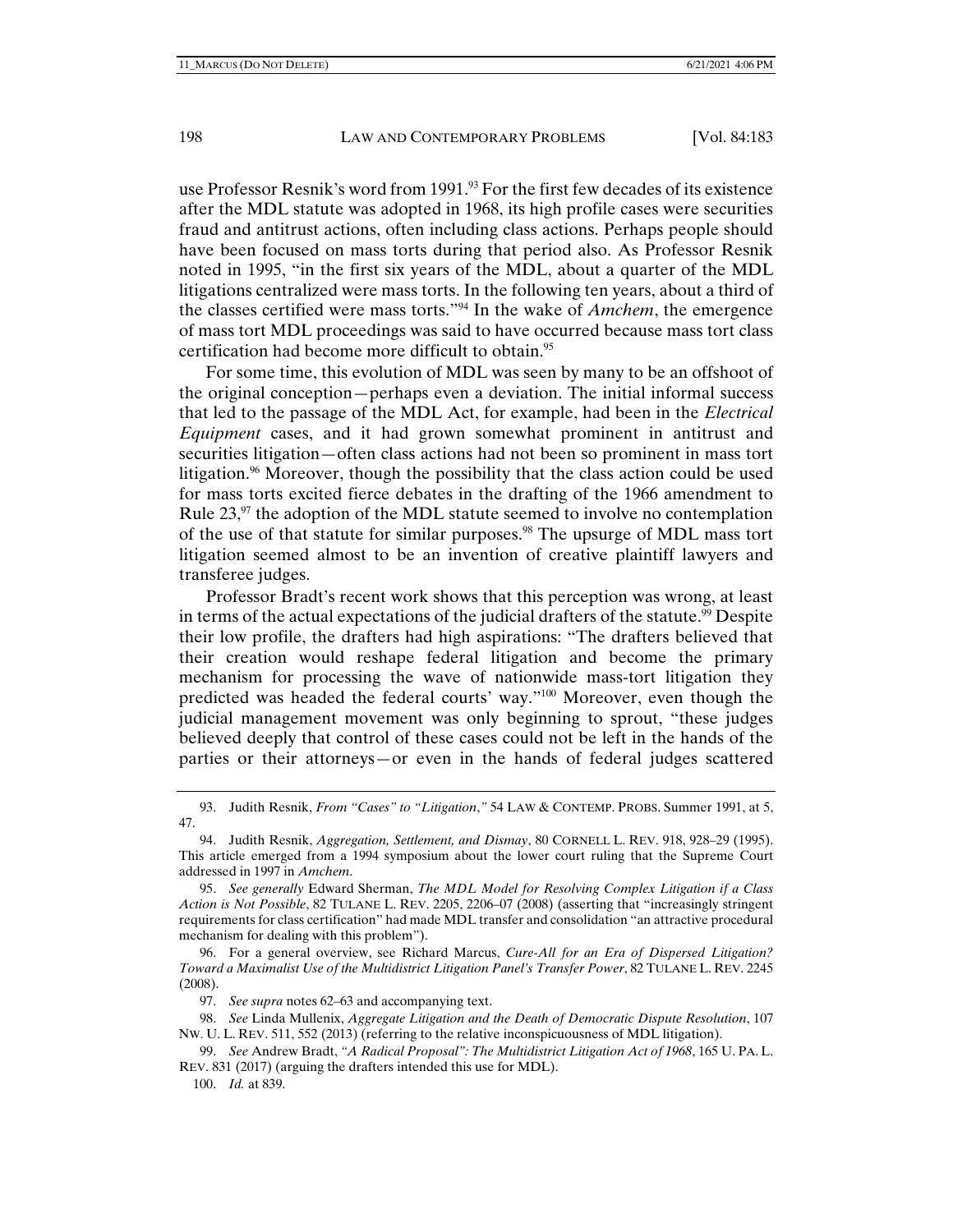use Professor Resnik's word from 1991.[93] For the first few decades of its existence after the MDL statute was adopted in 1968, its high profile cases were securities fraud and antitrust actions, often including class actions. Perhaps people should have been focused on mass torts during that period also. As Professor Resnik noted in 1995, "in the first six years of the MDL, about a quarter of the MDL litigations centralized were mass torts. In the following ten years, about a third of the classes certified were mass torts."[94] In the wake of *Amchem*, the emergence of mass tort MDL proceedings was said to have occurred because mass tort class certification had become more difficult to obtain.[95]

For some time, this evolution of MDL was seen by many to be an offshoot of the original conception—perhaps even a deviation. The initial informal success that led to the passage of the MDL Act, for example, had been in the *Electrical Equipment* cases, and it had grown somewhat prominent in antitrust and securities litigation—often class actions had not been so prominent in mass tort litigation.[96] Moreover, though the possibility that the class action could be used for mass torts excited fierce debates in the drafting of the 1966 amendment to Rule 23,[97] the adoption of the MDL statute seemed to involve no contemplation of the use of that statute for similar purposes.[98] The upsurge of MDL mass tort litigation seemed almost to be an invention of creative plaintiff lawyers and transferee judges.

Professor Bradt's recent work shows that this perception was wrong, at least in terms of the actual expectations of the judicial drafters of the statute.[99] Despite their low profile, the drafters had high aspirations: "The drafters believed that their creation would reshape federal litigation and become the primary mechanism for processing the wave of nationwide mass-tort litigation they predicted was headed the federal courts' way."[100] Moreover, even though the judicial management movement was only beginning to sprout, "these judges believed deeply that control of these cases could not be left in the hands of the parties or their attorneys—or even in the hands of federal judges scattered

---

93. Judith Resnik, *From "Cases" to "Litigation*,*"* 54 LAW & CONTEMP. PROBS. Summer 1991, at 5, 47.

94. Judith Resnik, *Aggregation, Settlement, and Dismay*, 80 CORNELL L. REV. 918, 928–29 (1995). This article emerged from a 1994 symposium about the lower court ruling that the Supreme Court addressed in 1997 in *Amchem*.

95. *See generally* Edward Sherman, *The MDL Model for Resolving Complex Litigation if a Class Action is Not Possible*, 82 TULANE L. REV. 2205, 2206–07 (2008) (asserting that "increasingly stringent requirements for class certification" had made MDL transfer and consolidation "an attractive procedural mechanism for dealing with this problem").

96. For a general overview, see Richard Marcus, *Cure-All for an Era of Dispersed Litigation? Toward a Maximalist Use of the Multidistrict Litigation Panel's Transfer Power*, 82 TULANE L. REV. 2245 (2008).

97. *See supra* notes 62–63 and accompanying text.

98. *See* Linda Mullenix, *Aggregate Litigation and the Death of Democratic Dispute Resolution*, 107 NW. U. L. REV. 511, 552 (2013) (referring to the relative inconspicuousness of MDL litigation).

99. *See* Andrew Bradt, *"A Radical Proposal": The Multidistrict Litigation Act of 1968*, 165 U. PA. L. REV. 831 (2017) (arguing the drafters intended this use for MDL).

100. *Id.* at 839.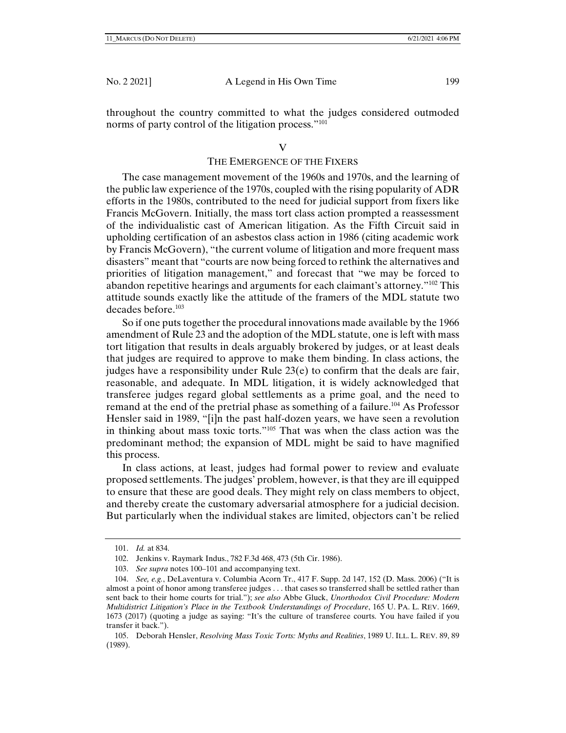throughout the country committed to what the judges considered outmoded norms of party control of the litigation process."[101]

## V
## THE EMERGENCE OF THE FIXERS

The case management movement of the 1960s and 1970s, and the learning of the public law experience of the 1970s, coupled with the rising popularity of ADR efforts in the 1980s, contributed to the need for judicial support from fixers like Francis McGovern. Initially, the mass tort class action prompted a reassessment of the individualistic cast of American litigation. As the Fifth Circuit said in upholding certification of an asbestos class action in 1986 (citing academic work by Francis McGovern), "the current volume of litigation and more frequent mass disasters" meant that "courts are now being forced to rethink the alternatives and priorities of litigation management," and forecast that "we may be forced to abandon repetitive hearings and arguments for each claimant's attorney."[102] This attitude sounds exactly like the attitude of the framers of the MDL statute two decades before.[103]

So if one puts together the procedural innovations made available by the 1966 amendment of Rule 23 and the adoption of the MDL statute, one is left with mass tort litigation that results in deals arguably brokered by judges, or at least deals that judges are required to approve to make them binding. In class actions, the judges have a responsibility under Rule 23(e) to confirm that the deals are fair, reasonable, and adequate. In MDL litigation, it is widely acknowledged that transferee judges regard global settlements as a prime goal, and the need to remand at the end of the pretrial phase as something of a failure.[104] As Professor Hensler said in 1989, "[i]n the past half-dozen years, we have seen a revolution in thinking about mass toxic torts."[105] That was when the class action was the predominant method; the expansion of MDL might be said to have magnified this process.

In class actions, at least, judges had formal power to review and evaluate proposed settlements. The judges' problem, however, is that they are ill equipped to ensure that these are good deals. They might rely on class members to object, and thereby create the customary adversarial atmosphere for a judicial decision. But particularly when the individual stakes are limited, objectors can't be relied

---

101. *Id.* at 834.

102. Jenkins v. Raymark Indus., 782 F.3d 468, 473 (5th Cir. 1986).

103. *See supra* notes 100–101 and accompanying text.

104. *See, e.g.*, DeLaventura v. Columbia Acorn Tr., 417 F. Supp. 2d 147, 152 (D. Mass. 2006) ("It is almost a point of honor among transferee judges . . . that cases so transferred shall be settled rather than sent back to their home courts for trial."); *see also* Abbe Gluck, *Unorthodox Civil Procedure: Modern Multidistrict Litigation's Place in the Textbook Understandings of Procedure*, 165 U. PA. L. REV. 1669, 1673 (2017) (quoting a judge as saying: "It's the culture of transferee courts. You have failed if you transfer it back.").

105. Deborah Hensler, *Resolving Mass Toxic Torts: Myths and Realities*, 1989 U. ILL. L. REV. 89, 89 (1989).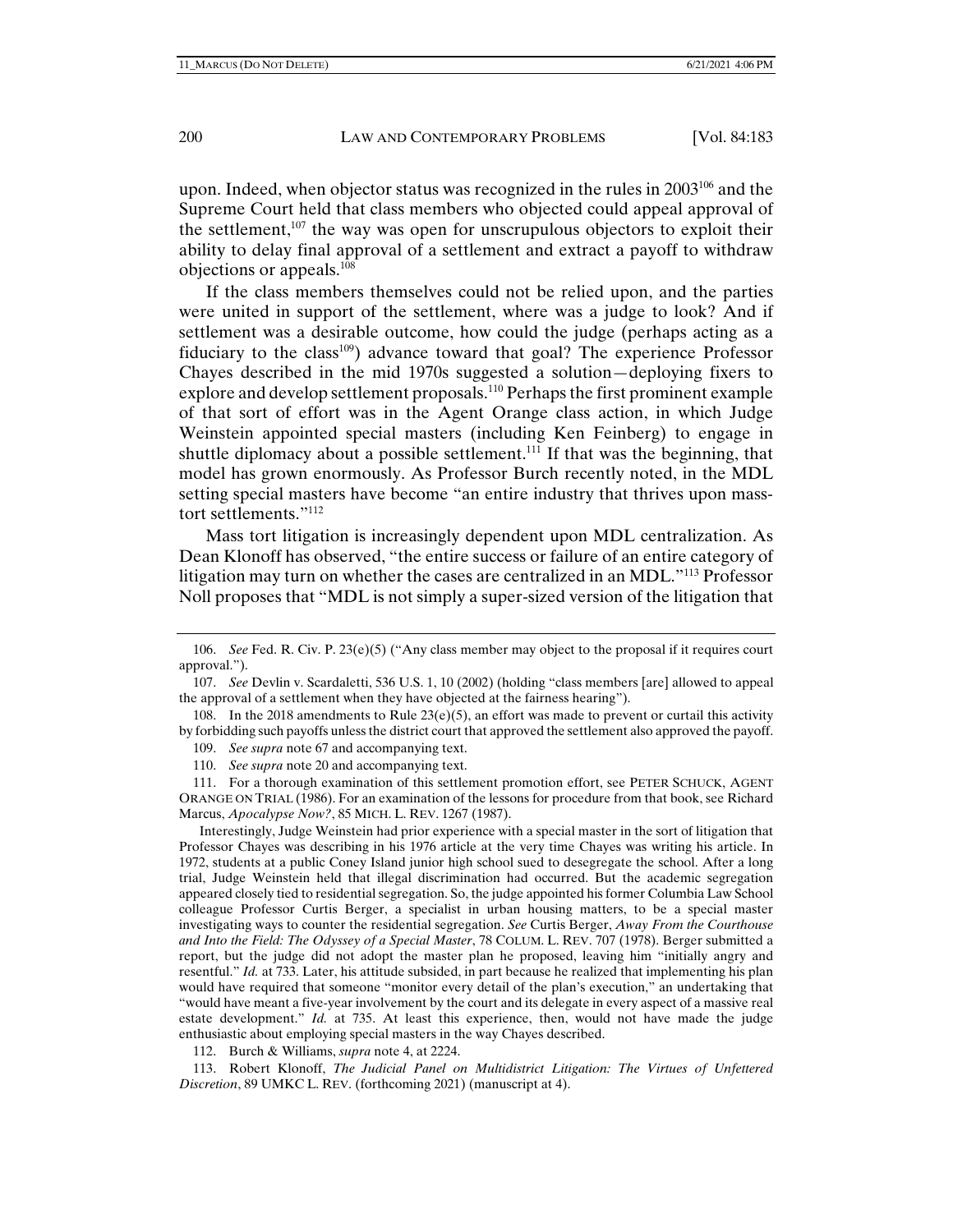upon. Indeed, when objector status was recognized in the rules in 2003[106] and the Supreme Court held that class members who objected could appeal approval of the settlement,[107] the way was open for unscrupulous objectors to exploit their ability to delay final approval of a settlement and extract a payoff to withdraw objections or appeals.[108]

If the class members themselves could not be relied upon, and the parties were united in support of the settlement, where was a judge to look? And if settlement was a desirable outcome, how could the judge (perhaps acting as a fiduciary to the class[109]) advance toward that goal? The experience Professor Chayes described in the mid 1970s suggested a solution—deploying fixers to explore and develop settlement proposals.[110] Perhaps the first prominent example of that sort of effort was in the Agent Orange class action, in which Judge Weinstein appointed special masters (including Ken Feinberg) to engage in shuttle diplomacy about a possible settlement.[111] If that was the beginning, that model has grown enormously. As Professor Burch recently noted, in the MDL setting special masters have become "an entire industry that thrives upon mass-tort settlements."[112]

Mass tort litigation is increasingly dependent upon MDL centralization. As Dean Klonoff has observed, "the entire success or failure of an entire category of litigation may turn on whether the cases are centralized in an MDL."[113] Professor Noll proposes that "MDL is not simply a super-sized version of the litigation that

---

106. *See* Fed. R. Civ. P. 23(e)(5) ("Any class member may object to the proposal if it requires court approval.").

107. *See* Devlin v. Scardaletti, 536 U.S. 1, 10 (2002) (holding "class members [are] allowed to appeal the approval of a settlement when they have objected at the fairness hearing").

108. In the 2018 amendments to Rule 23(e)(5), an effort was made to prevent or curtail this activity by forbidding such payoffs unless the district court that approved the settlement also approved the payoff.

109. *See supra* note 67 and accompanying text.

110. *See supra* note 20 and accompanying text.

111. For a thorough examination of this settlement promotion effort, see PETER SCHUCK, AGENT ORANGE ON TRIAL (1986). For an examination of the lessons for procedure from that book, see Richard Marcus, *Apocalypse Now?*, 85 MICH. L. REV. 1267 (1987).

Interestingly, Judge Weinstein had prior experience with a special master in the sort of litigation that Professor Chayes was describing in his 1976 article at the very time Chayes was writing his article. In 1972, students at a public Coney Island junior high school sued to desegregate the school. After a long trial, Judge Weinstein held that illegal discrimination had occurred. But the academic segregation appeared closely tied to residential segregation. So, the judge appointed his former Columbia Law School colleague Professor Curtis Berger, a specialist in urban housing matters, to be a special master investigating ways to counter the residential segregation. *See* Curtis Berger, *Away From the Courthouse and Into the Field: The Odyssey of a Special Master*, 78 COLUM. L. REV. 707 (1978). Berger submitted a report, but the judge did not adopt the master plan he proposed, leaving him "initially angry and resentful." *Id.* at 733. Later, his attitude subsided, in part because he realized that implementing his plan would have required that someone "monitor every detail of the plan's execution," an undertaking that "would have meant a five-year involvement by the court and its delegate in every aspect of a massive real estate development." *Id.* at 735. At least this experience, then, would not have made the judge enthusiastic about employing special masters in the way Chayes described.

112. Burch & Williams, *supra* note 4, at 2224.

113. Robert Klonoff, *The Judicial Panel on Multidistrict Litigation: The Virtues of Unfettered Discretion*, 89 UMKC L. REV. (forthcoming 2021) (manuscript at 4).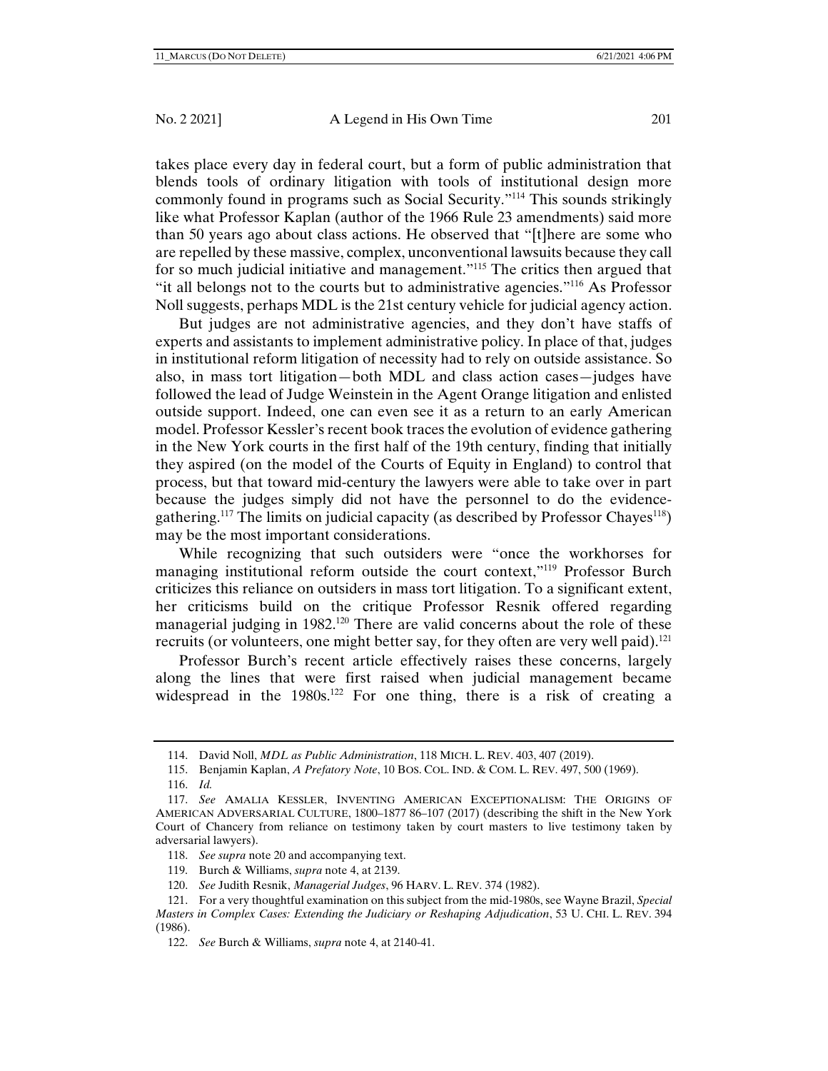takes place every day in federal court, but a form of public administration that blends tools of ordinary litigation with tools of institutional design more commonly found in programs such as Social Security."[114] This sounds strikingly like what Professor Kaplan (author of the 1966 Rule 23 amendments) said more than 50 years ago about class actions. He observed that "[t]here are some who are repelled by these massive, complex, unconventional lawsuits because they call for so much judicial initiative and management."[115] The critics then argued that "it all belongs not to the courts but to administrative agencies."[116] As Professor Noll suggests, perhaps MDL is the 21st century vehicle for judicial agency action.

But judges are not administrative agencies, and they don't have staffs of experts and assistants to implement administrative policy. In place of that, judges in institutional reform litigation of necessity had to rely on outside assistance. So also, in mass tort litigation—both MDL and class action cases—judges have followed the lead of Judge Weinstein in the Agent Orange litigation and enlisted outside support. Indeed, one can even see it as a return to an early American model. Professor Kessler's recent book traces the evolution of evidence gathering in the New York courts in the first half of the 19th century, finding that initially they aspired (on the model of the Courts of Equity in England) to control that process, but that toward mid-century the lawyers were able to take over in part because the judges simply did not have the personnel to do the evidence-gathering.[117] The limits on judicial capacity (as described by Professor Chayes[118]) may be the most important considerations.

While recognizing that such outsiders were "once the workhorses for managing institutional reform outside the court context,"[119] Professor Burch criticizes this reliance on outsiders in mass tort litigation. To a significant extent, her criticisms build on the critique Professor Resnik offered regarding managerial judging in 1982.[120] There are valid concerns about the role of these recruits (or volunteers, one might better say, for they often are very well paid).[121]

Professor Burch's recent article effectively raises these concerns, largely along the lines that were first raised when judicial management became widespread in the 1980s.[122] For one thing, there is a risk of creating a

---

114. David Noll, *MDL as Public Administration*, 118 MICH. L. REV. 403, 407 (2019).

115. Benjamin Kaplan, *A Prefatory Note*, 10 BOS. COL. IND. & COM. L. REV. 497, 500 (1969).

116. *Id.*

117. *See* AMALIA KESSLER, INVENTING AMERICAN EXCEPTIONALISM: THE ORIGINS OF AMERICAN ADVERSARIAL CULTURE, 1800–1877 86–107 (2017) (describing the shift in the New York Court of Chancery from reliance on testimony taken by court masters to live testimony taken by adversarial lawyers).

118. *See supra* note 20 and accompanying text.

119. Burch & Williams, *supra* note 4, at 2139.

120. *See* Judith Resnik, *Managerial Judges*, 96 HARV. L. REV. 374 (1982).

121. For a very thoughtful examination on this subject from the mid-1980s, see Wayne Brazil, *Special Masters in Complex Cases: Extending the Judiciary or Reshaping Adjudication*, 53 U. CHI. L. REV. 394 (1986).

122. *See* Burch & Williams, *supra* note 4, at 2140-41.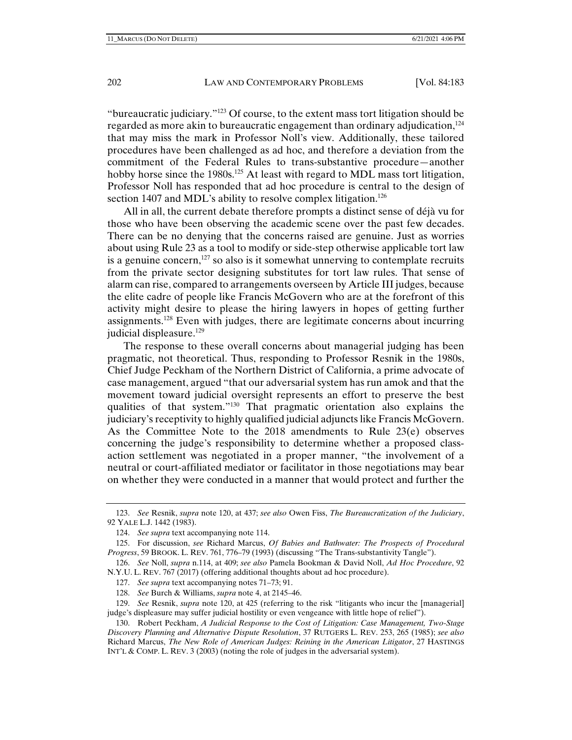"bureaucratic judiciary."[123] Of course, to the extent mass tort litigation should be regarded as more akin to bureaucratic engagement than ordinary adjudication,[124] that may miss the mark in Professor Noll's view. Additionally, these tailored procedures have been challenged as ad hoc, and therefore a deviation from the commitment of the Federal Rules to trans-substantive procedure—another hobby horse since the 1980s.[125] At least with regard to MDL mass tort litigation, Professor Noll has responded that ad hoc procedure is central to the design of section 1407 and MDL's ability to resolve complex litigation.[126]

All in all, the current debate therefore prompts a distinct sense of déjà vu for those who have been observing the academic scene over the past few decades. There can be no denying that the concerns raised are genuine. Just as worries about using Rule 23 as a tool to modify or side-step otherwise applicable tort law is a genuine concern,[127] so also is it somewhat unnerving to contemplate recruits from the private sector designing substitutes for tort law rules. That sense of alarm can rise, compared to arrangements overseen by Article III judges, because the elite cadre of people like Francis McGovern who are at the forefront of this activity might desire to please the hiring lawyers in hopes of getting further assignments.[128] Even with judges, there are legitimate concerns about incurring judicial displeasure.[129]

The response to these overall concerns about managerial judging has been pragmatic, not theoretical. Thus, responding to Professor Resnik in the 1980s, Chief Judge Peckham of the Northern District of California, a prime advocate of case management, argued "that our adversarial system has run amok and that the movement toward judicial oversight represents an effort to preserve the best qualities of that system."[130] That pragmatic orientation also explains the judiciary's receptivity to highly qualified judicial adjuncts like Francis McGovern. As the Committee Note to the 2018 amendments to Rule 23(e) observes concerning the judge's responsibility to determine whether a proposed class-action settlement was negotiated in a proper manner, "the involvement of a neutral or court-affiliated mediator or facilitator in those negotiations may bear on whether they were conducted in a manner that would protect and further the

---

123. *See* Resnik, *supra* note 120, at 437; *see also* Owen Fiss, *The Bureaucratization of the Judiciary*, 92 YALE L.J. 1442 (1983).

124. *See supra* text accompanying note 114.

125. For discussion, *see* Richard Marcus, *Of Babies and Bathwater: The Prospects of Procedural Progress*, 59 BROOK. L. REV. 761, 776–79 (1993) (discussing "The Trans-substantivity Tangle").

126. *See* Noll, *supra* n.114, at 409; *see also* Pamela Bookman & David Noll, *Ad Hoc Procedure*, 92 N.Y.U. L. REV. 767 (2017) (offering additional thoughts about ad hoc procedure).

127. *See supra* text accompanying notes 71–73; 91.

128. *See* Burch & Williams, *supra* note 4, at 2145–46.

129. *See* Resnik, *supra* note 120, at 425 (referring to the risk "litigants who incur the [managerial] judge's displeasure may suffer judicial hostility or even vengeance with little hope of relief").

130. Robert Peckham, *A Judicial Response to the Cost of Litigation: Case Management, Two-Stage Discovery Planning and Alternative Dispute Resolution*, 37 RUTGERS L. REV. 253, 265 (1985); *see also* Richard Marcus, *The New Role of American Judges: Reining in the American Litigator*, 27 HASTINGS INT'L & COMP. L. REV. 3 (2003) (noting the role of judges in the adversarial system).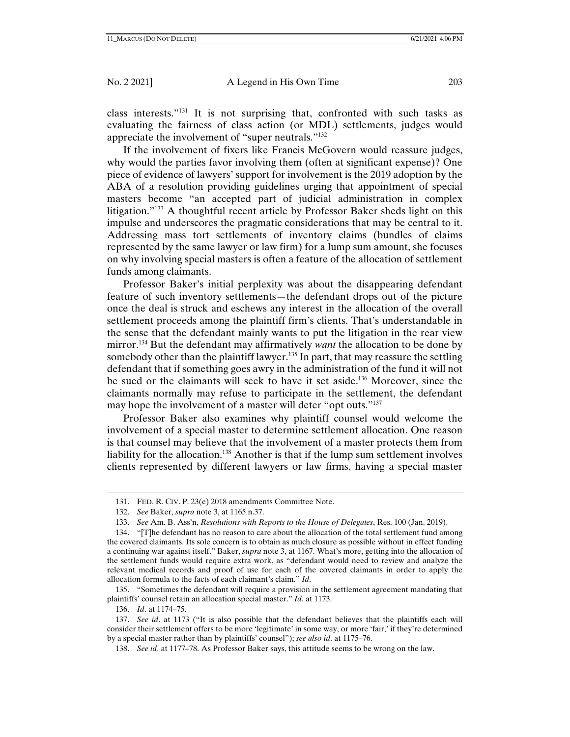class interests."[131] It is not surprising that, confronted with such tasks as evaluating the fairness of class action (or MDL) settlements, judges would appreciate the involvement of "super neutrals."[132]

If the involvement of fixers like Francis McGovern would reassure judges, why would the parties favor involving them (often at significant expense)? One piece of evidence of lawyers' support for involvement is the 2019 adoption by the ABA of a resolution providing guidelines urging that appointment of special masters become "an accepted part of judicial administration in complex litigation."[133] A thoughtful recent article by Professor Baker sheds light on this impulse and underscores the pragmatic considerations that may be central to it. Addressing mass tort settlements of inventory claims (bundles of claims represented by the same lawyer or law firm) for a lump sum amount, she focuses on why involving special masters is often a feature of the allocation of settlement funds among claimants.

Professor Baker's initial perplexity was about the disappearing defendant feature of such inventory settlements—the defendant drops out of the picture once the deal is struck and eschews any interest in the allocation of the overall settlement proceeds among the plaintiff firm's clients. That's understandable in the sense that the defendant mainly wants to put the litigation in the rear view mirror.[134] But the defendant may affirmatively *want* the allocation to be done by somebody other than the plaintiff lawyer.[135] In part, that may reassure the settling defendant that if something goes awry in the administration of the fund it will not be sued or the claimants will seek to have it set aside.[136] Moreover, since the claimants normally may refuse to participate in the settlement, the defendant may hope the involvement of a master will deter "opt outs."[137]

Professor Baker also examines why plaintiff counsel would welcome the involvement of a special master to determine settlement allocation. One reason is that counsel may believe that the involvement of a master protects them from liability for the allocation.[138] Another is that if the lump sum settlement involves clients represented by different lawyers or law firms, having a special master

---

131. FED. R. CIV. P. 23(e) 2018 amendments Committee Note.

132. *See* Baker, *supra* note 3, at 1165 n.37.

133. *See* Am. B. Ass'n, *Resolutions with Reports to the House of Delegates*, Res. 100 (Jan. 2019).

134. "[T]he defendant has no reason to care about the allocation of the total settlement fund among the covered claimants. Its sole concern is to obtain as much closure as possible without in effect funding a continuing war against itself." Baker, *supra* note 3, at 1167. What's more, getting into the allocation of the settlement funds would require extra work, as "defendant would need to review and analyze the relevant medical records and proof of use for each of the covered claimants in order to apply the allocation formula to the facts of each claimant's claim." *Id*.

135. "Sometimes the defendant will require a provision in the settlement agreement mandating that plaintiffs' counsel retain an allocation special master." *Id*. at 1173.

136. *Id*. at 1174–75.

137. *See id*. at 1173 ("It is also possible that the defendant believes that the plaintiffs each will consider their settlement offers to be more 'legitimate' in some way, or more 'fair,' if they're determined by a special master rather than by plaintiffs' counsel"); *see also id*. at 1175–76.

138. *See id*. at 1177–78. As Professor Baker says, this attitude seems to be wrong on the law.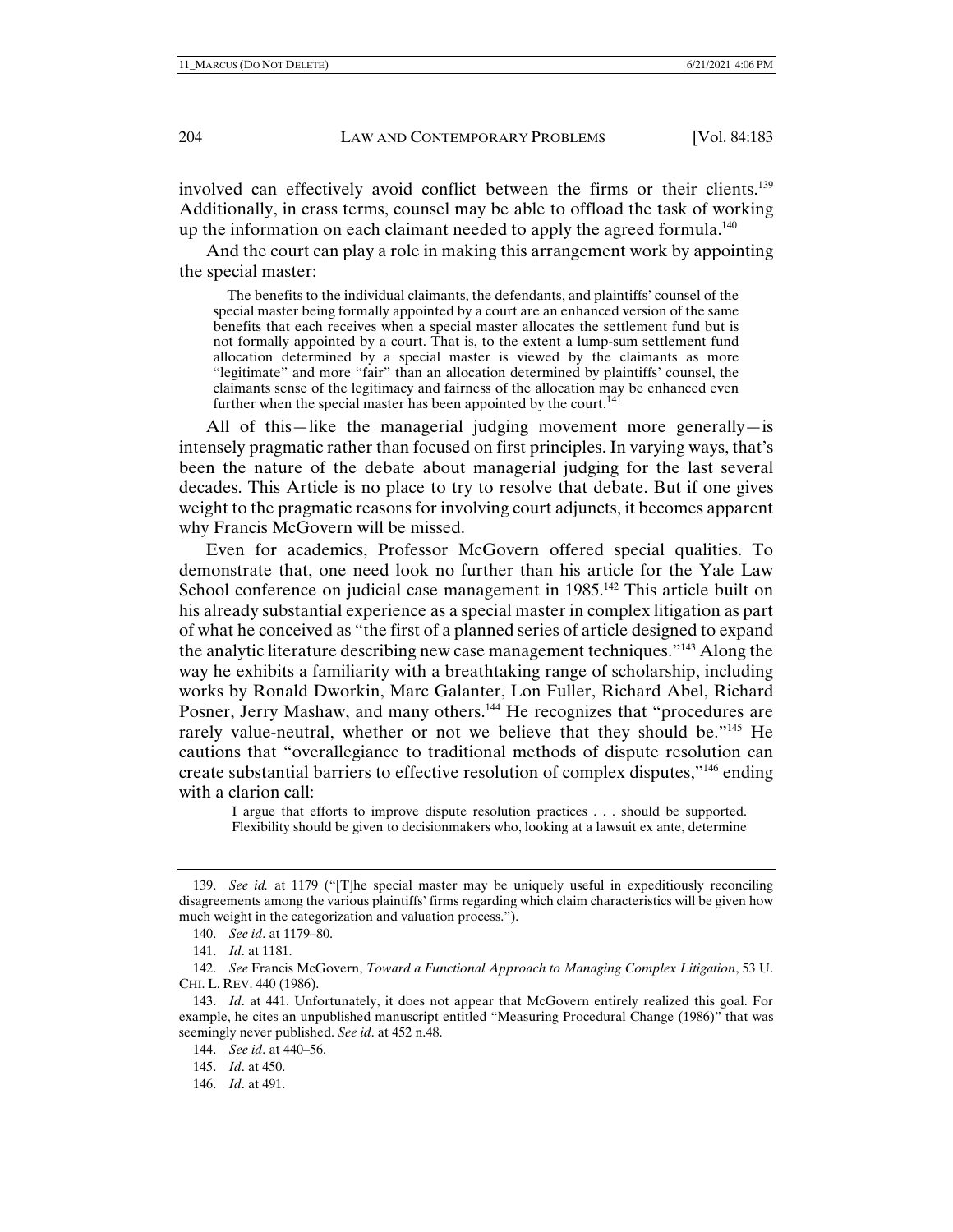involved can effectively avoid conflict between the firms or their clients.[139] Additionally, in crass terms, counsel may be able to offload the task of working up the information on each claimant needed to apply the agreed formula.[140]

And the court can play a role in making this arrangement work by appointing the special master:

> The benefits to the individual claimants, the defendants, and plaintiffs' counsel of the special master being formally appointed by a court are an enhanced version of the same benefits that each receives when a special master allocates the settlement fund but is not formally appointed by a court. That is, to the extent a lump-sum settlement fund allocation determined by a special master is viewed by the claimants as more "legitimate" and more "fair" than an allocation determined by plaintiffs' counsel, the claimants sense of the legitimacy and fairness of the allocation may be enhanced even further when the special master has been appointed by the court.[141]

All of this—like the managerial judging movement more generally—is intensely pragmatic rather than focused on first principles. In varying ways, that's been the nature of the debate about managerial judging for the last several decades. This Article is no place to try to resolve that debate. But if one gives weight to the pragmatic reasons for involving court adjuncts, it becomes apparent why Francis McGovern will be missed.

Even for academics, Professor McGovern offered special qualities. To demonstrate that, one need look no further than his article for the Yale Law School conference on judicial case management in 1985.[142] This article built on his already substantial experience as a special master in complex litigation as part of what he conceived as "the first of a planned series of article designed to expand the analytic literature describing new case management techniques."[143] Along the way he exhibits a familiarity with a breathtaking range of scholarship, including works by Ronald Dworkin, Marc Galanter, Lon Fuller, Richard Abel, Richard Posner, Jerry Mashaw, and many others.[144] He recognizes that "procedures are rarely value-neutral, whether or not we believe that they should be."[145] He cautions that "overallegiance to traditional methods of dispute resolution can create substantial barriers to effective resolution of complex disputes,"[146] ending with a clarion call:

> I argue that efforts to improve dispute resolution practices . . . should be supported. Flexibility should be given to decisionmakers who, looking at a lawsuit ex ante, determine

---

139. *See id.* at 1179 ("[T]he special master may be uniquely useful in expeditiously reconciling disagreements among the various plaintiffs' firms regarding which claim characteristics will be given how much weight in the categorization and valuation process.").

140. *See id*. at 1179–80.

141. *Id*. at 1181.

142. *See* Francis McGovern, *Toward a Functional Approach to Managing Complex Litigation*, 53 U. CHI. L. REV. 440 (1986).

143. *Id*. at 441. Unfortunately, it does not appear that McGovern entirely realized this goal. For example, he cites an unpublished manuscript entitled "Measuring Procedural Change (1986)" that was seemingly never published. *See id*. at 452 n.48.

144. *See id*. at 440–56.

145. *Id*. at 450.

146. *Id*. at 491.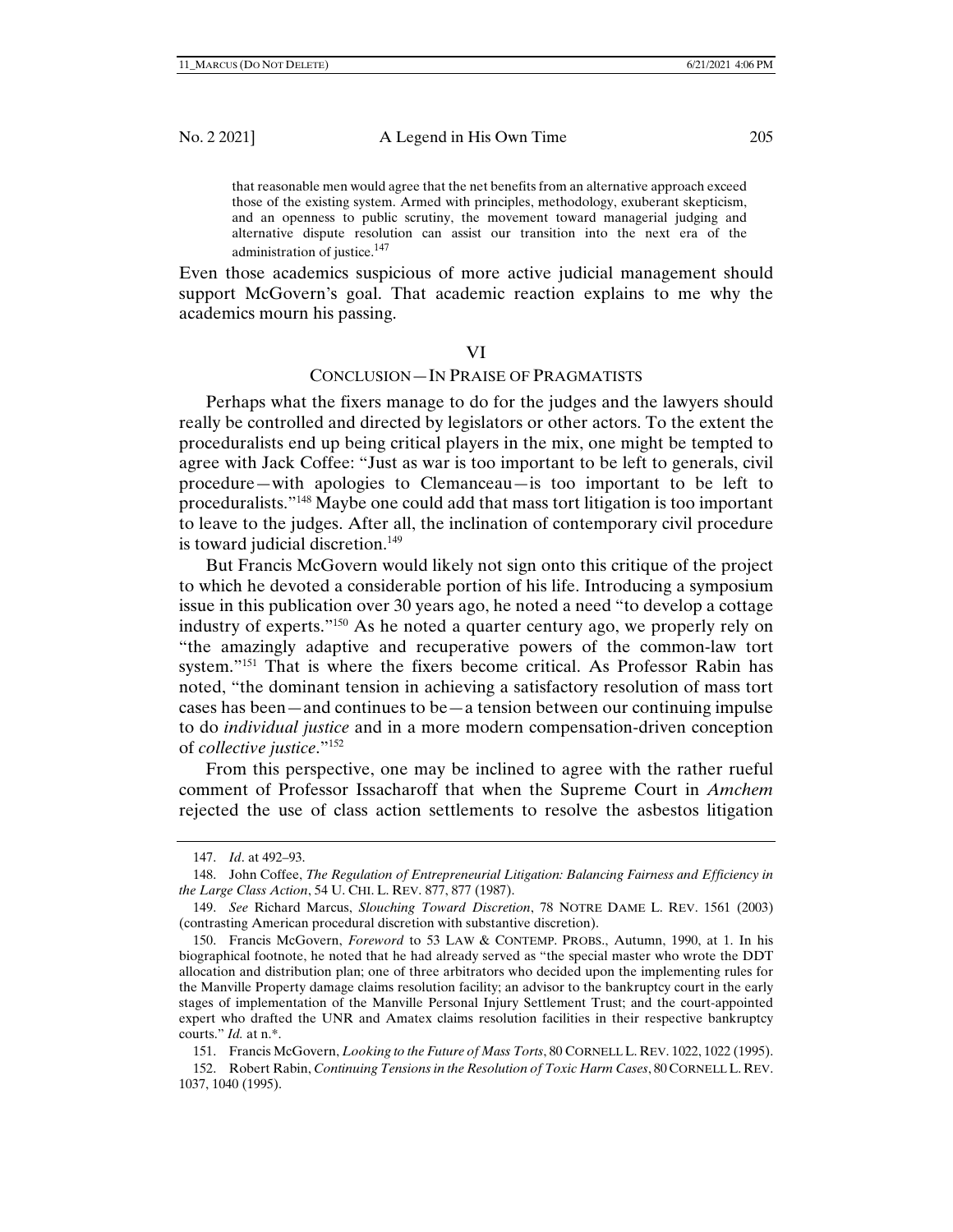> that reasonable men would agree that the net benefits from an alternative approach exceed those of the existing system. Armed with principles, methodology, exuberant skepticism, and an openness to public scrutiny, the movement toward managerial judging and alternative dispute resolution can assist our transition into the next era of the administration of justice.[147]

Even those academics suspicious of more active judicial management should support McGovern's goal. That academic reaction explains to me why the academics mourn his passing.

## VI

## CONCLUSION—IN PRAISE OF PRAGMATISTS

Perhaps what the fixers manage to do for the judges and the lawyers should really be controlled and directed by legislators or other actors. To the extent the proceduralists end up being critical players in the mix, one might be tempted to agree with Jack Coffee: "Just as war is too important to be left to generals, civil procedure—with apologies to Clemanceau—is too important to be left to proceduralists."[148] Maybe one could add that mass tort litigation is too important to leave to the judges. After all, the inclination of contemporary civil procedure is toward judicial discretion.[149]

But Francis McGovern would likely not sign onto this critique of the project to which he devoted a considerable portion of his life. Introducing a symposium issue in this publication over 30 years ago, he noted a need "to develop a cottage industry of experts."[150] As he noted a quarter century ago, we properly rely on "the amazingly adaptive and recuperative powers of the common-law tort system."[151] That is where the fixers become critical. As Professor Rabin has noted, "the dominant tension in achieving a satisfactory resolution of mass tort cases has been—and continues to be—a tension between our continuing impulse to do *individual justice* and in a more modern compensation-driven conception of *collective justice*."[152]

From this perspective, one may be inclined to agree with the rather rueful comment of Professor Issacharoff that when the Supreme Court in *Amchem* rejected the use of class action settlements to resolve the asbestos litigation

---

147. *Id*. at 492–93.

148. John Coffee, *The Regulation of Entrepreneurial Litigation: Balancing Fairness and Efficiency in the Large Class Action*, 54 U. CHI. L. REV. 877, 877 (1987).

149. *See* Richard Marcus, *Slouching Toward Discretion*, 78 NOTRE DAME L. REV. 1561 (2003) (contrasting American procedural discretion with substantive discretion).

150. Francis McGovern, *Foreword* to 53 LAW & CONTEMP. PROBS., Autumn, 1990, at 1. In his biographical footnote, he noted that he had already served as "the special master who wrote the DDT allocation and distribution plan; one of three arbitrators who decided upon the implementing rules for the Manville Property damage claims resolution facility; an advisor to the bankruptcy court in the early stages of implementation of the Manville Personal Injury Settlement Trust; and the court-appointed expert who drafted the UNR and Amatex claims resolution facilities in their respective bankruptcy courts." *Id.* at n.*.

151. Francis McGovern, *Looking to the Future of Mass Torts*, 80 CORNELL L. REV. 1022, 1022 (1995).

152. Robert Rabin, *Continuing Tensions in the Resolution of Toxic Harm Cases*, 80 CORNELL L. REV. 1037, 1040 (1995).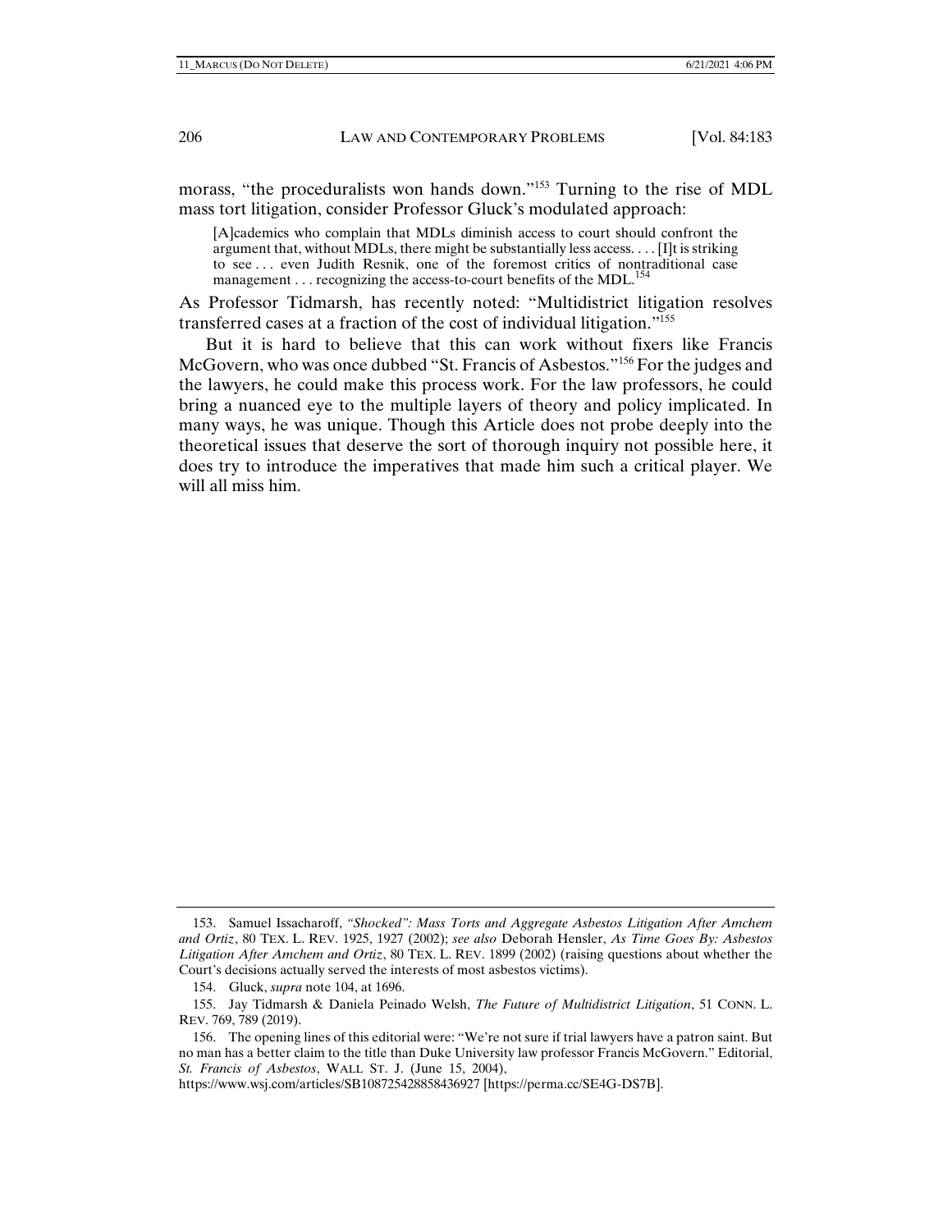morass, "the proceduralists won hands down."[153] Turning to the rise of MDL mass tort litigation, consider Professor Gluck's modulated approach:

> [A]cademics who complain that MDLs diminish access to court should confront the argument that, without MDLs, there might be substantially less access. . . . [I]t is striking to see . . . even Judith Resnik, one of the foremost critics of nontraditional case management . . . recognizing the access-to-court benefits of the MDL.[154]

As Professor Tidmarsh, has recently noted: "Multidistrict litigation resolves transferred cases at a fraction of the cost of individual litigation."[155]

But it is hard to believe that this can work without fixers like Francis McGovern, who was once dubbed "St. Francis of Asbestos."[156] For the judges and the lawyers, he could make this process work. For the law professors, he could bring a nuanced eye to the multiple layers of theory and policy implicated. In many ways, he was unique. Though this Article does not probe deeply into the theoretical issues that deserve the sort of thorough inquiry not possible here, it does try to introduce the imperatives that made him such a critical player. We will all miss him.

---

153. Samuel Issacharoff, *"Shocked": Mass Torts and Aggregate Asbestos Litigation After Amchem and Ortiz*, 80 TEX. L. REV. 1925, 1927 (2002); *see also* Deborah Hensler, *As Time Goes By: Asbestos Litigation After Amchem and Ortiz*, 80 TEX. L. REV. 1899 (2002) (raising questions about whether the Court's decisions actually served the interests of most asbestos victims).

154. Gluck, *supra* note 104, at 1696.

155. Jay Tidmarsh & Daniela Peinado Welsh, *The Future of Multidistrict Litigation*, 51 CONN. L. REV. 769, 789 (2019).

156. The opening lines of this editorial were: "We're not sure if trial lawyers have a patron saint. But no man has a better claim to the title than Duke University law professor Francis McGovern." Editorial, *St. Francis of Asbestos*, WALL ST. J. (June 15, 2004), https://www.wsj.com/articles/SB108725428858436927 [https://perma.cc/SE4G-DS7B].